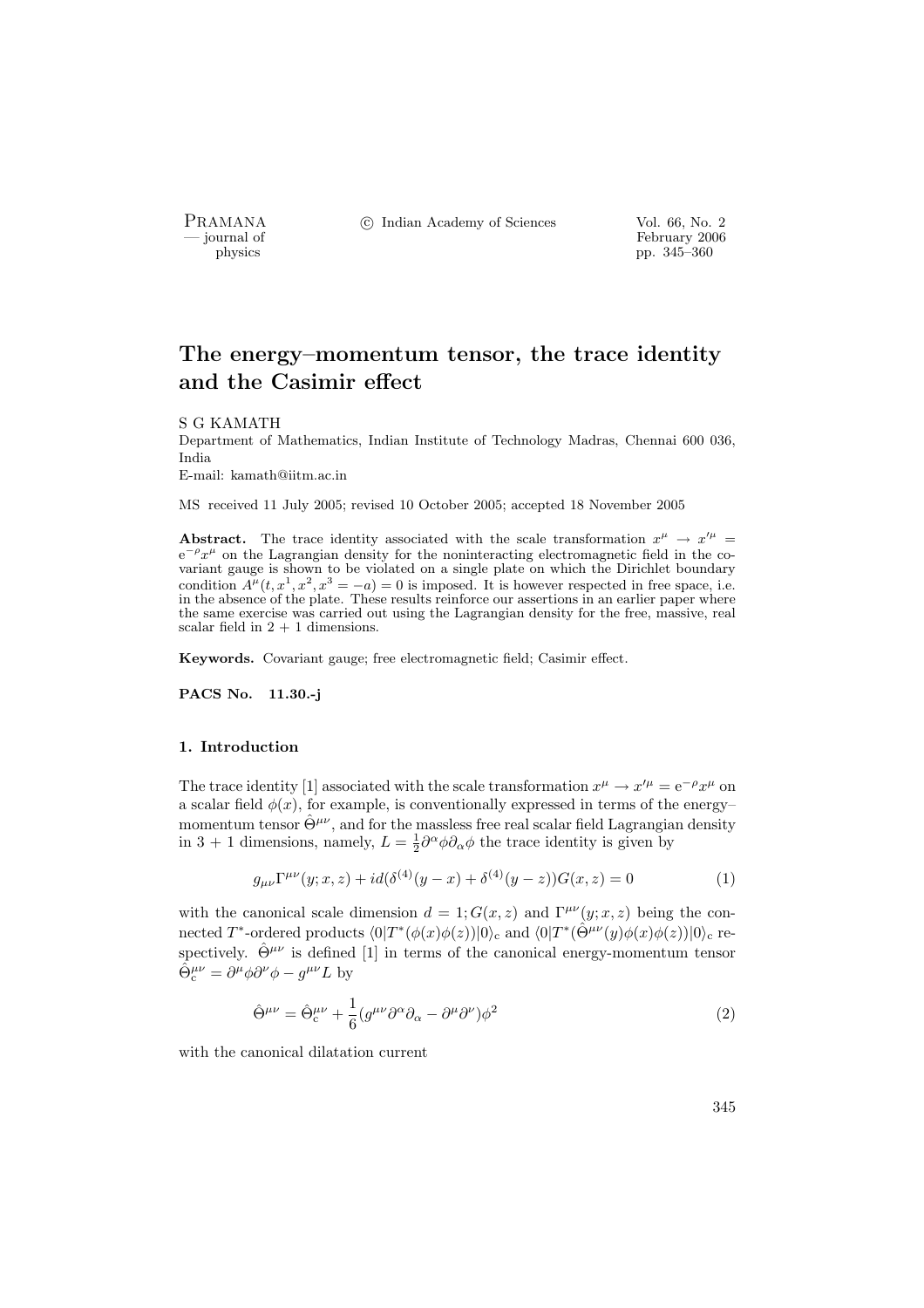# The energy–momentum tensor, the trace identity and the Casimir effect

S G KAMATH

Department of Mathematics, Indian Institute of Technology Madras, Chennai 600 036, India

E-mail: kamath@iitm.ac.in

MS received 11 July 2005; revised 10 October 2005; accepted 18 November 2005

**Abstract.** The trace identity associated with the scale transformation $x^\mu \to x'^\mu = e^{-\rho}x^\mu$ on the Lagrangian density for the noninteracting electromagnetic field in the covariant gauge is shown to be violated on a single plate on which the Dirichlet boundary condition $A^\mu(t, x^1, x^2, x^3 = -a) = 0$ is imposed. It is however respected in free space, i.e. in the absence of the plate. These results reinforce our assertions in an earlier paper where the same exercise was carried out using the Lagrangian density for the free, massive, real scalar field in 2 + 1 dimensions.

**Keywords.** Covariant gauge; free electromagnetic field; Casimir effect.

**PACS No.** 11.30.-j

## 1. Introduction

The trace identity [1] associated with the scale transformation $x^\mu \to x'^\mu = e^{-\rho}x^\mu$ on a scalar field $\phi(x)$, for example, is conventionally expressed in terms of the energy–momentum tensor $\hat{\Theta}^{\mu\nu}$, and for the massless free real scalar field Lagrangian density in 3 + 1 dimensions, namely, $L = \frac{1}{2}\partial^\alpha\phi\partial_\alpha\phi$ the trace identity is given by

$$g_{\mu\nu}\Gamma^{\mu\nu}(y; x, z) + id(\delta^{(4)}(y - x) + \delta^{(4)}(y - z))G(x, z) = 0 \tag{1}$$

with the canonical scale dimension $d = 1$; $G(x, z)$ and $\Gamma^{\mu\nu}(y; x, z)$ being the connected $T^*$-ordered products $\langle 0|T^*(\phi(x)\phi(z))|0\rangle_c$ and $\langle 0|T^*(\hat{\Theta}^{\mu\nu}(y)\phi(x)\phi(z))|0\rangle_c$ respectively. $\hat{\Theta}^{\mu\nu}$ is defined [1] in terms of the canonical energy-momentum tensor $\hat{\Theta}^{\mu\nu}_c = \partial^\mu\phi\partial^\nu\phi - g^{\mu\nu}L$ by

$$\hat{\Theta}^{\mu\nu} = \hat{\Theta}^{\mu\nu}_c + \frac{1}{6}(g^{\mu\nu}\partial^\alpha\partial_\alpha - \partial^\mu\partial^\nu)\phi^2 \tag{2}$$

with the canonical dilatation current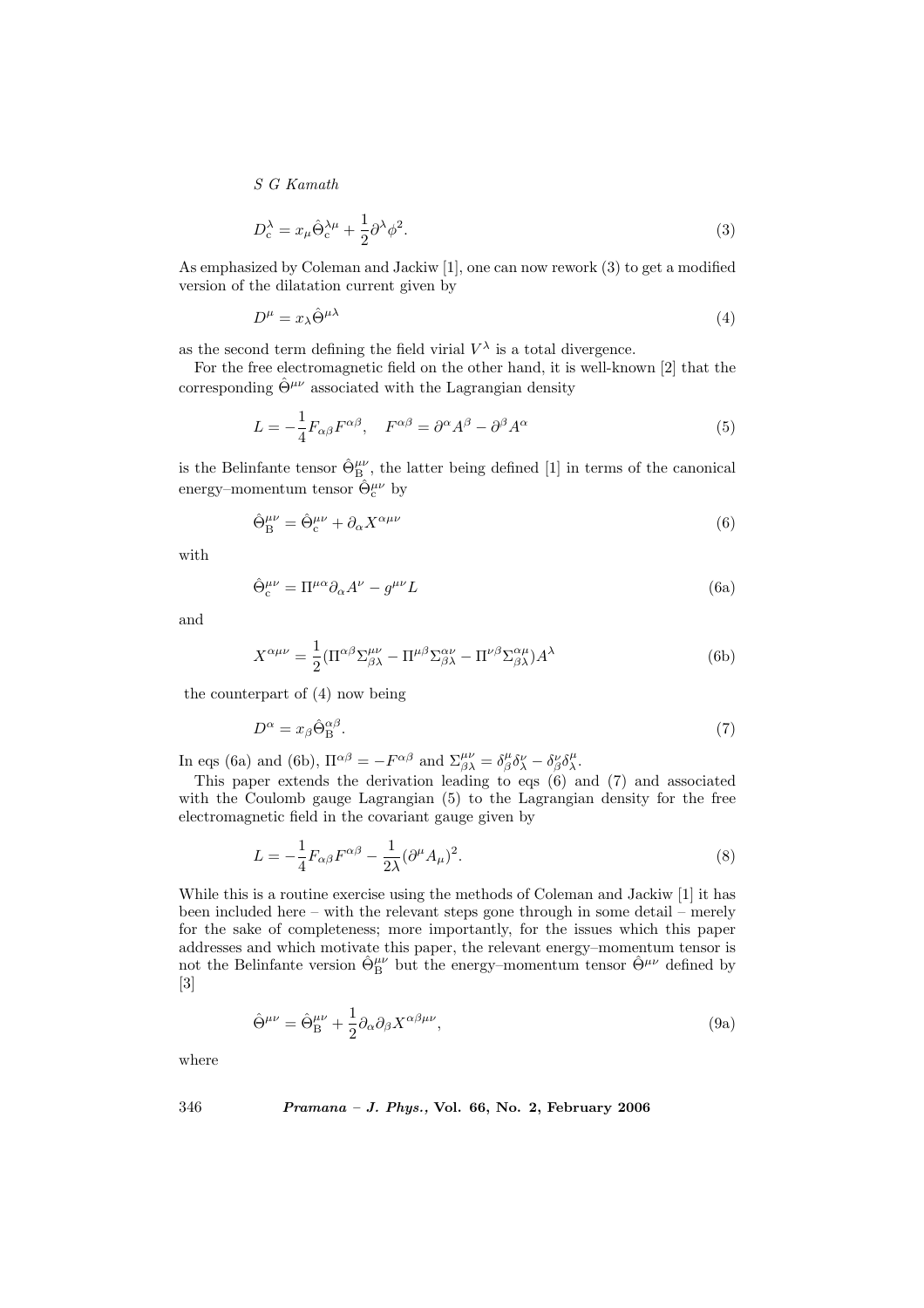$$D_{\rm c}^{\lambda} = x_{\mu}\hat{\Theta}_{\rm c}^{\lambda\mu} + \frac{1}{2}\partial^{\lambda}\phi^{2}. \tag{3}$$

As emphasized by Coleman and Jackiw [1], one can now rework (3) to get a modified version of the dilatation current given by

$$D^{\mu} = x_{\lambda}\hat{\Theta}^{\mu\lambda} \tag{4}$$

as the second term defining the field virial $V^{\lambda}$ is a total divergence.

For the free electromagnetic field on the other hand, it is well-known [2] that the corresponding $\hat{\Theta}^{\mu\nu}$ associated with the Lagrangian density

$$L = -\frac{1}{4}F_{\alpha\beta}F^{\alpha\beta}, \quad F^{\alpha\beta} = \partial^{\alpha}A^{\beta} - \partial^{\beta}A^{\alpha} \tag{5}$$

is the Belinfante tensor $\hat{\Theta}_{\rm B}^{\mu\nu}$, the latter being defined [1] in terms of the canonical energy–momentum tensor $\hat{\Theta}_{\rm c}^{\mu\nu}$ by

$$\hat{\Theta}_{\rm B}^{\mu\nu} = \hat{\Theta}_{\rm c}^{\mu\nu} + \partial_{\alpha}X^{\alpha\mu\nu} \tag{6}$$

with

$$\hat{\Theta}_{\rm c}^{\mu\nu} = \Pi^{\mu\alpha}\partial_{\alpha}A^{\nu} - g^{\mu\nu}L \tag{6a}$$

and

$$X^{\alpha\mu\nu} = \frac{1}{2}(\Pi^{\alpha\beta}\Sigma_{\beta\lambda}^{\mu\nu} - \Pi^{\mu\beta}\Sigma_{\beta\lambda}^{\alpha\nu} - \Pi^{\nu\beta}\Sigma_{\beta\lambda}^{\alpha\mu})A^{\lambda} \tag{6b}$$

the counterpart of (4) now being

$$D^{\alpha} = x_{\beta}\hat{\Theta}_{\rm B}^{\alpha\beta}. \tag{7}$$

In eqs (6a) and (6b), $\Pi^{\alpha\beta} = -F^{\alpha\beta}$ and $\Sigma_{\beta\lambda}^{\mu\nu} = \delta_{\beta}^{\mu}\delta_{\lambda}^{\nu} - \delta_{\beta}^{\nu}\delta_{\lambda}^{\mu}$.

This paper extends the derivation leading to eqs (6) and (7) and associated with the Coulomb gauge Lagrangian (5) to the Lagrangian density for the free electromagnetic field in the covariant gauge given by

$$L = -\frac{1}{4}F_{\alpha\beta}F^{\alpha\beta} - \frac{1}{2\lambda}(\partial^{\mu}A_{\mu})^{2}. \tag{8}$$

While this is a routine exercise using the methods of Coleman and Jackiw [1] it has been included here – with the relevant steps gone through in some detail – merely for the sake of completeness; more importantly, for the issues which this paper addresses and which motivate this paper, the relevant energy–momentum tensor is not the Belinfante version $\hat{\Theta}_{\rm B}^{\mu\nu}$ but the energy–momentum tensor $\hat{\Theta}^{\mu\nu}$ defined by [3]

$$\hat{\Theta}^{\mu\nu} = \hat{\Theta}_{\rm B}^{\mu\nu} + \frac{1}{2}\partial_{\alpha}\partial_{\beta}X^{\alpha\beta\mu\nu}, \tag{9a}$$

where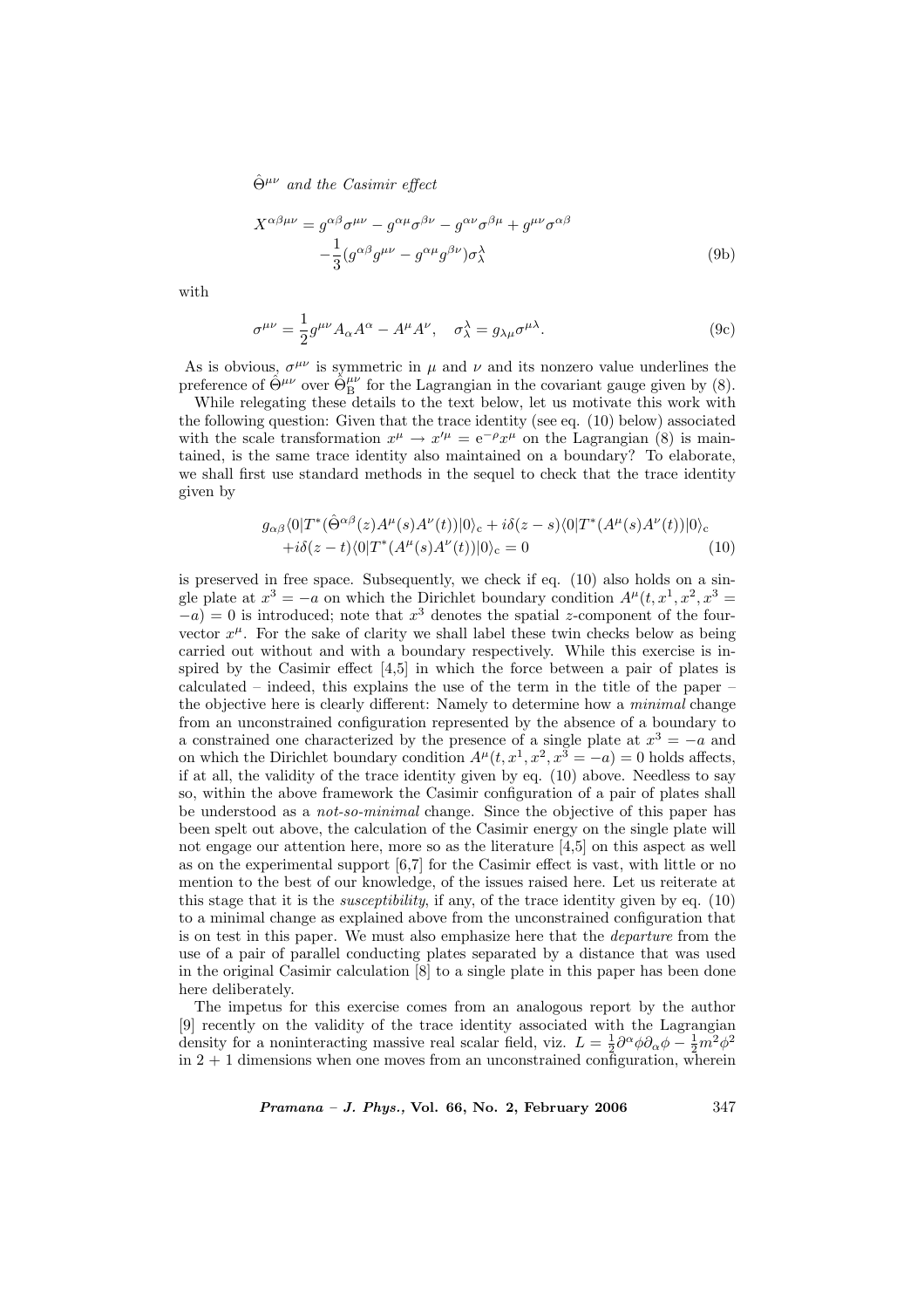$$X^{\alpha\beta\mu\nu} = g^{\alpha\beta}\sigma^{\mu\nu} - g^{\alpha\mu}\sigma^{\beta\nu} - g^{\alpha\nu}\sigma^{\beta\mu} + g^{\mu\nu}\sigma^{\alpha\beta} - \frac{1}{3}(g^{\alpha\beta}g^{\mu\nu} - g^{\alpha\mu}g^{\beta\nu})\sigma^{\lambda}_{\lambda} \tag{9b}$$

with

$$\sigma^{\mu\nu} = \frac{1}{2}g^{\mu\nu}A_{\alpha}A^{\alpha} - A^{\mu}A^{\nu}, \quad \sigma^{\lambda}_{\lambda} = g_{\lambda\mu}\sigma^{\mu\lambda}. \tag{9c}$$

As is obvious, $\sigma^{\mu\nu}$ is symmetric in $\mu$ and $\nu$ and its nonzero value underlines the preference of $\hat{\Theta}^{\mu\nu}$ over $\Theta^{\mu\nu}_{\mathrm{B}}$ for the Lagrangian in the covariant gauge given by (8).

While relegating these details to the text below, let us motivate this work with the following question: Given that the trace identity (see eq. (10) below) associated with the scale transformation $x^{\mu} \to x'^{\mu} = \mathrm{e}^{-\rho}x^{\mu}$ on the Lagrangian (8) is maintained, is the same trace identity also maintained on a boundary? To elaborate, we shall first use standard methods in the sequel to check that the trace identity given by

$$g_{\alpha\beta}\langle 0|T^{*}(\hat{\Theta}^{\alpha\beta}(z)A^{\mu}(s)A^{\nu}(t))|0\rangle_{\mathrm{c}} + i\delta(z-s)\langle 0|T^{*}(A^{\mu}(s)A^{\nu}(t))|0\rangle_{\mathrm{c}} + i\delta(z-t)\langle 0|T^{*}(A^{\mu}(s)A^{\nu}(t))|0\rangle_{\mathrm{c}} = 0 \tag{10}$$

is preserved in free space. Subsequently, we check if eq. (10) also holds on a single plate at $x^3 = -a$ on which the Dirichlet boundary condition $A^{\mu}(t, x^1, x^2, x^3 = -a) = 0$ is introduced; note that $x^3$ denotes the spatial $z$-component of the four-vector $x^{\mu}$. For the sake of clarity we shall label these twin checks below as being carried out without and with a boundary respectively. While this exercise is inspired by the Casimir effect [4,5] in which the force between a pair of plates is calculated – indeed, this explains the use of the term in the title of the paper – the objective here is clearly different: Namely to determine how a *minimal* change from an unconstrained configuration represented by the absence of a boundary to a constrained one characterized by the presence of a single plate at $x^3 = -a$ and on which the Dirichlet boundary condition $A^{\mu}(t, x^1, x^2, x^3 = -a) = 0$ holds affects, if at all, the validity of the trace identity given by eq. (10) above. Needless to say so, within the above framework the Casimir configuration of a pair of plates shall be understood as a *not-so-minimal* change. Since the objective of this paper has been spelt out above, the calculation of the Casimir energy on the single plate will not engage our attention here, more so as the literature [4,5] on this aspect as well as on the experimental support [6,7] for the Casimir effect is vast, with little or no mention to the best of our knowledge, of the issues raised here. Let us reiterate at this stage that it is the *susceptibility*, if any, of the trace identity given by eq. (10) to a minimal change as explained above from the unconstrained configuration that is on test in this paper. We must also emphasize here that the *departure* from the use of a pair of parallel conducting plates separated by a distance that was used in the original Casimir calculation [8] to a single plate in this paper has been done here deliberately.

The impetus for this exercise comes from an analogous report by the author [9] recently on the validity of the trace identity associated with the Lagrangian density for a noninteracting massive real scalar field, viz. $L = \frac{1}{2}\partial^{\alpha}\phi\partial_{\alpha}\phi - \frac{1}{2}m^2\phi^2$ in $2+1$ dimensions when one moves from an unconstrained configuration, wherein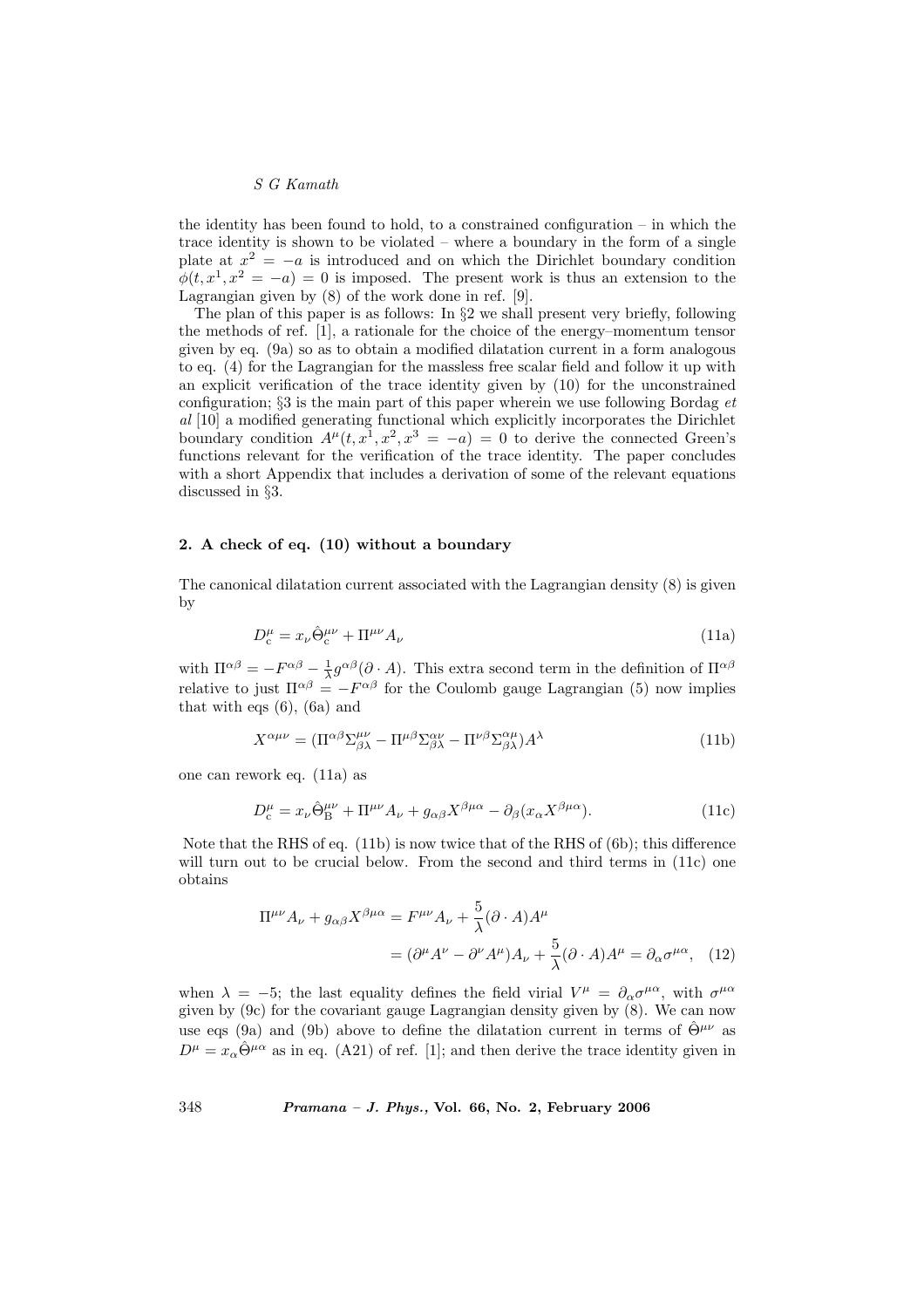the identity has been found to hold, to a constrained configuration – in which the trace identity is shown to be violated – where a boundary in the form of a single plate at $x^2 = -a$ is introduced and on which the Dirichlet boundary condition $\phi(t, x^1, x^2 = -a) = 0$ is imposed. The present work is thus an extension to the Lagrangian given by (8) of the work done in ref. [9].

The plan of this paper is as follows: In §2 we shall present very briefly, following the methods of ref. [1], a rationale for the choice of the energy–momentum tensor given by eq. (9a) so as to obtain a modified dilatation current in a form analogous to eq. (4) for the Lagrangian for the massless free scalar field and follow it up with an explicit verification of the trace identity given by (10) for the unconstrained configuration; §3 is the main part of this paper wherein we use following Bordag *et al* [10] a modified generating functional which explicitly incorporates the Dirichlet boundary condition $A^\mu(t, x^1, x^2, x^3 = -a) = 0$ to derive the connected Green's functions relevant for the verification of the trace identity. The paper concludes with a short Appendix that includes a derivation of some of the relevant equations discussed in §3.

## 2. A check of eq. (10) without a boundary

The canonical dilatation current associated with the Lagrangian density (8) is given by

$$D^\mu_{\rm c} = x_\nu \hat{\Theta}^{\mu\nu}_{\rm c} + \Pi^{\mu\nu} A_\nu \tag{11a}$$

with $\Pi^{\alpha\beta} = -F^{\alpha\beta} - \frac{1}{\lambda} g^{\alpha\beta}(\partial \cdot A)$. This extra second term in the definition of $\Pi^{\alpha\beta}$ relative to just $\Pi^{\alpha\beta} = -F^{\alpha\beta}$ for the Coulomb gauge Lagrangian (5) now implies that with eqs (6), (6a) and

$$X^{\alpha\mu\nu} = (\Pi^{\alpha\beta}\Sigma^{\mu\nu}_{\beta\lambda} - \Pi^{\mu\beta}\Sigma^{\alpha\nu}_{\beta\lambda} - \Pi^{\nu\beta}\Sigma^{\alpha\mu}_{\beta\lambda})A^\lambda \tag{11b}$$

one can rework eq. (11a) as

$$D^\mu_{\rm c} = x_\nu \hat{\Theta}^{\mu\nu}_{\rm B} + \Pi^{\mu\nu} A_\nu + g_{\alpha\beta} X^{\beta\mu\alpha} - \partial_\beta (x_\alpha X^{\beta\mu\alpha}). \tag{11c}$$

Note that the RHS of eq. (11b) is now twice that of the RHS of (6b); this difference will turn out to be crucial below. From the second and third terms in (11c) one obtains

$$\begin{aligned} \Pi^{\mu\nu} A_\nu + g_{\alpha\beta} X^{\beta\mu\alpha} &= F^{\mu\nu} A_\nu + \frac{5}{\lambda}(\partial \cdot A) A^\mu \\ &= (\partial^\mu A^\nu - \partial^\nu A^\mu) A_\nu + \frac{5}{\lambda}(\partial \cdot A) A^\mu = \partial_\alpha \sigma^{\mu\alpha}, \end{aligned} \tag{12}$$

when $\lambda = -5$; the last equality defines the field virial $V^\mu = \partial_\alpha \sigma^{\mu\alpha}$, with $\sigma^{\mu\alpha}$ given by (9c) for the covariant gauge Lagrangian density given by (8). We can now use eqs (9a) and (9b) above to define the dilatation current in terms of $\hat{\Theta}^{\mu\nu}$ as $D^\mu = x_\alpha \hat{\Theta}^{\mu\alpha}$ as in eq. (A21) of ref. [1]; and then derive the trace identity given in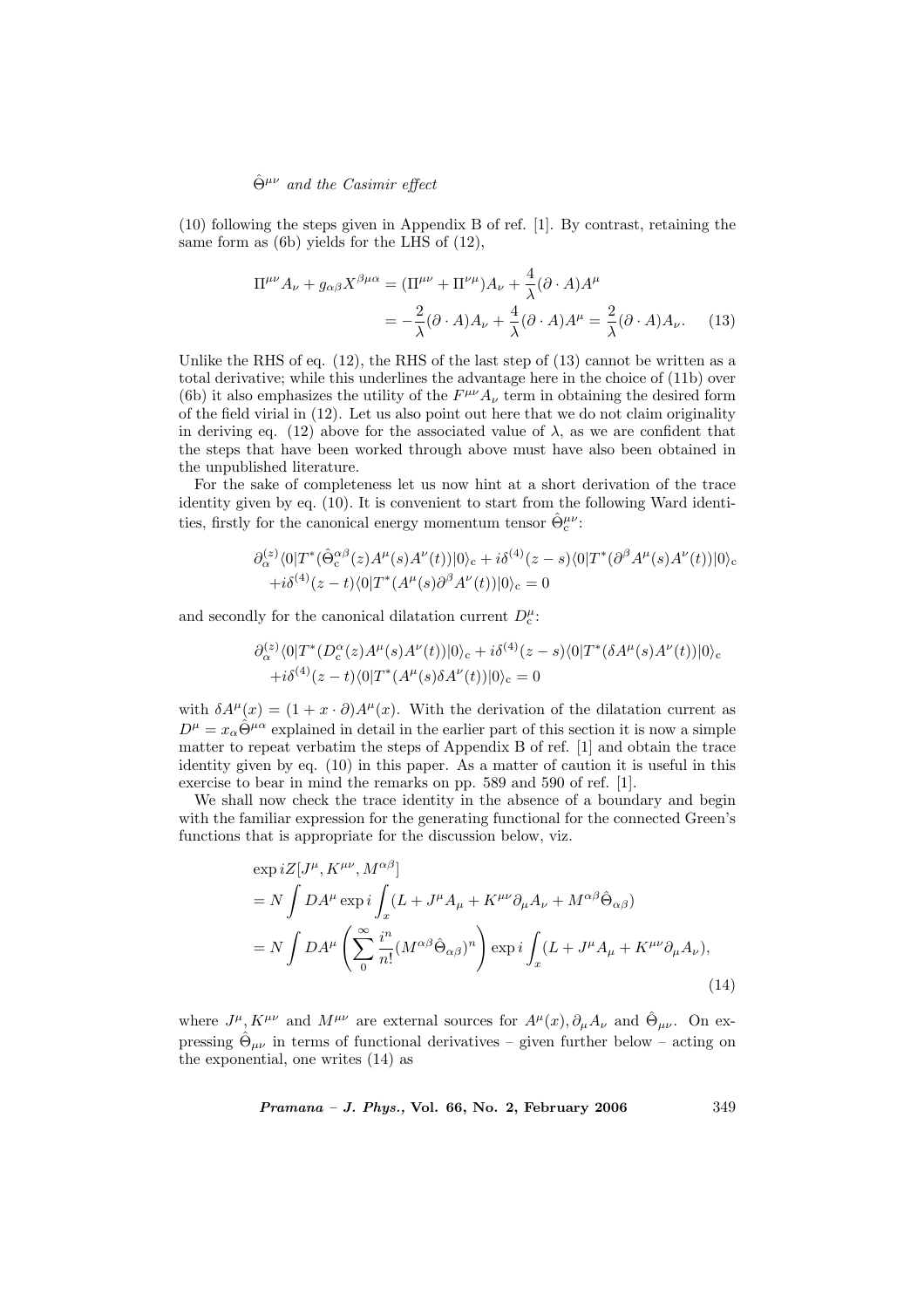(10) following the steps given in Appendix B of ref. [1]. By contrast, retaining the same form as (6b) yields for the LHS of (12),

$$
\begin{aligned}
\Pi^{\mu\nu}A_\nu + g_{\alpha\beta}X^{\beta\mu\alpha} &= (\Pi^{\mu\nu}+\Pi^{\nu\mu})A_\nu + \frac{4}{\lambda}(\partial\cdot A)A^\mu \\
&= -\frac{2}{\lambda}(\partial\cdot A)A_\nu + \frac{4}{\lambda}(\partial\cdot A)A^\mu = \frac{2}{\lambda}(\partial\cdot A)A_\nu. \qquad (13)
\end{aligned}
$$

Unlike the RHS of eq. (12), the RHS of the last step of (13) cannot be written as a total derivative; while this underlines the advantage here in the choice of (11b) over (6b) it also emphasizes the utility of the $F^{\mu\nu}A_\nu$ term in obtaining the desired form of the field virial in (12). Let us also point out here that we do not claim originality in deriving eq. (12) above for the associated value of $\lambda$, as we are confident that the steps that have been worked through above must have also been obtained in the unpublished literature.

For the sake of completeness let us now hint at a short derivation of the trace identity given by eq. (10). It is convenient to start from the following Ward identities, firstly for the canonical energy momentum tensor $\hat{\Theta}^{\mu\nu}_{\rm c}$:

$$
\begin{aligned}
&\partial^{(z)}_\alpha\langle 0|T^*(\hat{\Theta}^{\alpha\beta}_{\rm c}(z)A^\mu(s)A^\nu(t))|0\rangle_{\rm c} + i\delta^{(4)}(z-s)\langle 0|T^*(\partial^\beta A^\mu(s)A^\nu(t))|0\rangle_{\rm c} \\
&\quad + i\delta^{(4)}(z-t)\langle 0|T^*(A^\mu(s)\partial^\beta A^\nu(t))|0\rangle_{\rm c} = 0
\end{aligned}
$$

and secondly for the canonical dilatation current $D^\mu_{\rm c}$:

$$
\begin{aligned}
&\partial^{(z)}_\alpha\langle 0|T^*(D^\alpha_{\rm c}(z)A^\mu(s)A^\nu(t))|0\rangle_{\rm c} + i\delta^{(4)}(z-s)\langle 0|T^*(\delta A^\mu(s)A^\nu(t))|0\rangle_{\rm c} \\
&\quad + i\delta^{(4)}(z-t)\langle 0|T^*(A^\mu(s)\delta A^\nu(t))|0\rangle_{\rm c} = 0
\end{aligned}
$$

with $\delta A^\mu(x) = (1 + x\cdot\partial)A^\mu(x)$. With the derivation of the dilatation current as $D^\mu = x_\alpha\hat{\Theta}^{\mu\alpha}$ explained in detail in the earlier part of this section it is now a simple matter to repeat verbatim the steps of Appendix B of ref. [1] and obtain the trace identity given by eq. (10) in this paper. As a matter of caution it is useful in this exercise to bear in mind the remarks on pp. 589 and 590 of ref. [1].

We shall now check the trace identity in the absence of a boundary and begin with the familiar expression for the generating functional for the connected Green's functions that is appropriate for the discussion below, viz.

$$
\begin{aligned}
&\exp iZ[J^\mu, K^{\mu\nu}, M^{\alpha\beta}] \\
&= N\int DA^\mu \exp i\int_x (L + J^\mu A_\mu + K^{\mu\nu}\partial_\mu A_\nu + M^{\alpha\beta}\hat{\Theta}_{\alpha\beta}) \\
&= N\int DA^\mu \left(\sum_0^\infty \frac{i^n}{n!}(M^{\alpha\beta}\hat{\Theta}_{\alpha\beta})^n\right)\exp i\int_x (L + J^\mu A_\mu + K^{\mu\nu}\partial_\mu A_\nu), \qquad (14)
\end{aligned}
$$

where $J^\mu, K^{\mu\nu}$ and $M^{\mu\nu}$ are external sources for $A^\mu(x), \partial_\mu A_\nu$ and $\hat{\Theta}_{\mu\nu}$. On expressing $\hat{\Theta}_{\mu\nu}$ in terms of functional derivatives – given further below – acting on the exponential, one writes (14) as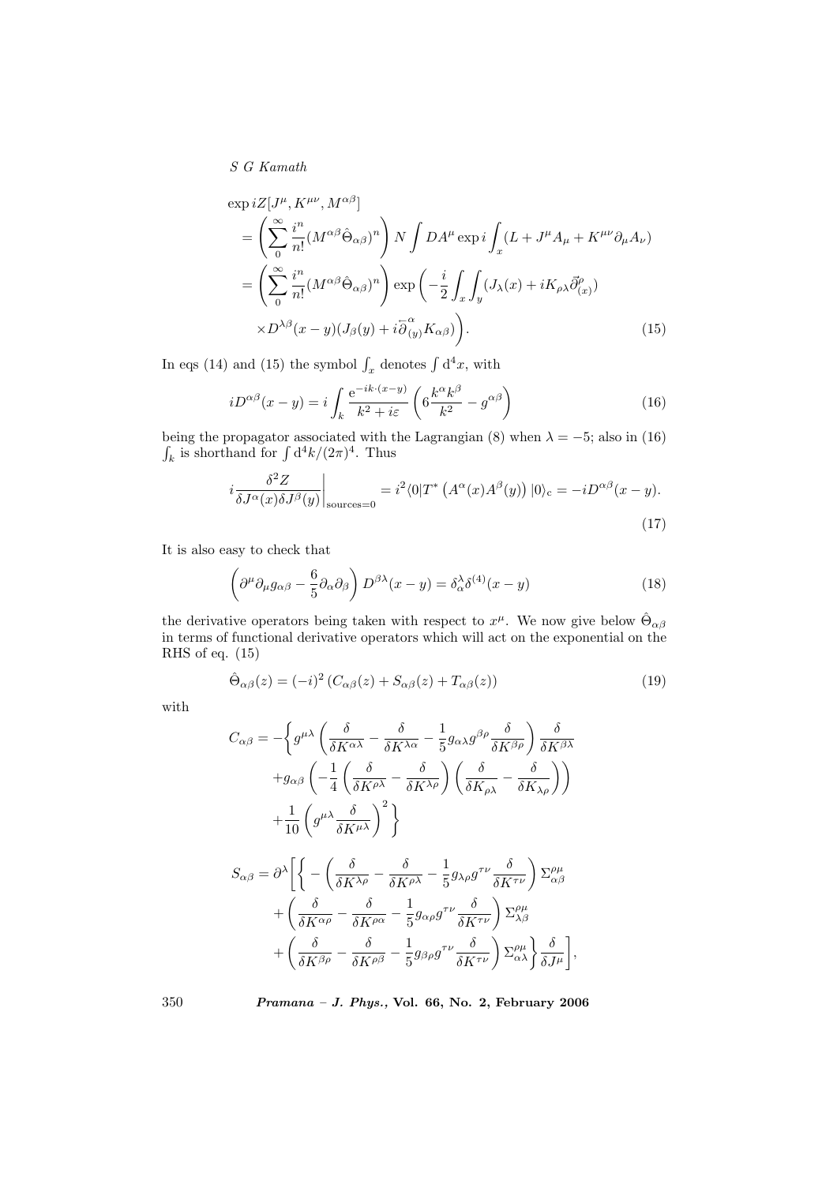$$
\begin{aligned}
&\exp iZ[J^\mu, K^{\mu\nu}, M^{\alpha\beta}] \\
&= \left(\sum_0^\infty \frac{i^n}{n!}(M^{\alpha\beta}\hat{\Theta}_{\alpha\beta})^n\right) N \int DA^\mu \exp i \int_x (L + J^\mu A_\mu + K^{\mu\nu}\partial_\mu A_\nu) \\
&= \left(\sum_0^\infty \frac{i^n}{n!}(M^{\alpha\beta}\hat{\Theta}_{\alpha\beta})^n\right) \exp\left(-\frac{i}{2}\int_x\int_y (J_\lambda(x) + iK_{\rho\lambda}\vec{\partial}^\rho_{(x)}) \right. \\
&\quad \left. \times D^{\lambda\beta}(x-y)(J_\beta(y) + i\overleftarrow{\partial}^\alpha_{(y)}K_{\alpha\beta})\right).
\end{aligned} \tag{15}
$$

In eqs (14) and (15) the symbol $\int_x$ denotes $\int \mathrm{d}^4x$, with

$$
iD^{\alpha\beta}(x-y) = i\int_k \frac{\mathrm{e}^{-ik\cdot(x-y)}}{k^2 + i\varepsilon}\left(6\frac{k^\alpha k^\beta}{k^2} - g^{\alpha\beta}\right) \tag{16}
$$

being the propagator associated with the Lagrangian (8) when $\lambda = -5$; also in (16) $\int_k$ is shorthand for $\int \mathrm{d}^4k/(2\pi)^4$. Thus

$$
i\frac{\delta^2 Z}{\delta J^\alpha(x)\delta J^\beta(y)}\bigg|_{\text{sources}=0} = i^2\langle 0|T^*\left(A^\alpha(x)A^\beta(y)\right)|0\rangle_{\mathrm{c}} = -iD^{\alpha\beta}(x-y). \tag{17}
$$

It is also easy to check that

$$
\left(\partial^\mu\partial_\mu g_{\alpha\beta} - \frac{6}{5}\partial_\alpha\partial_\beta\right) D^{\beta\lambda}(x-y) = \delta^\lambda_\alpha \delta^{(4)}(x-y) \tag{18}
$$

the derivative operators being taken with respect to $x^\mu$. We now give below $\hat{\Theta}_{\alpha\beta}$ in terms of functional derivative operators which will act on the exponential on the RHS of eq. (15)

$$
\hat{\Theta}_{\alpha\beta}(z) = (-i)^2\left(C_{\alpha\beta}(z) + S_{\alpha\beta}(z) + T_{\alpha\beta}(z)\right) \tag{19}
$$

with

$$
\begin{aligned}
C_{\alpha\beta} = -\Bigg\{ & g^{\mu\lambda}\left(\frac{\delta}{\delta K^{\alpha\lambda}} - \frac{\delta}{\delta K^{\lambda\alpha}} - \frac{1}{5}g_{\alpha\lambda}g^{\beta\rho}\frac{\delta}{\delta K^{\beta\rho}}\right)\frac{\delta}{\delta K^{\beta\lambda}} \\
& + g_{\alpha\beta}\left(-\frac{1}{4}\left(\frac{\delta}{\delta K^{\rho\lambda}} - \frac{\delta}{\delta K^{\lambda\rho}}\right)\left(\frac{\delta}{\delta K_{\rho\lambda}} - \frac{\delta}{\delta K_{\lambda\rho}}\right)\right) \\
& + \frac{1}{10}\left(g^{\mu\lambda}\frac{\delta}{\delta K^{\mu\lambda}}\right)^2\Bigg\}
\end{aligned}
$$

$$
\begin{aligned}
S_{\alpha\beta} = \partial^\lambda\Bigg[\Bigg\{ & -\left(\frac{\delta}{\delta K^{\lambda\rho}} - \frac{\delta}{\delta K^{\rho\lambda}} - \frac{1}{5}g_{\lambda\rho}g^{\tau\nu}\frac{\delta}{\delta K^{\tau\nu}}\right)\Sigma^{\rho\mu}_{\alpha\beta} \\
& + \left(\frac{\delta}{\delta K^{\alpha\rho}} - \frac{\delta}{\delta K^{\rho\alpha}} - \frac{1}{5}g_{\alpha\rho}g^{\tau\nu}\frac{\delta}{\delta K^{\tau\nu}}\right)\Sigma^{\rho\mu}_{\lambda\beta} \\
& + \left(\frac{\delta}{\delta K^{\beta\rho}} - \frac{\delta}{\delta K^{\rho\beta}} - \frac{1}{5}g_{\beta\rho}g^{\tau\nu}\frac{\delta}{\delta K^{\tau\nu}}\right)\Sigma^{\rho\mu}_{\alpha\lambda}\Bigg\}\frac{\delta}{\delta J^\mu}\Bigg],
\end{aligned}
$$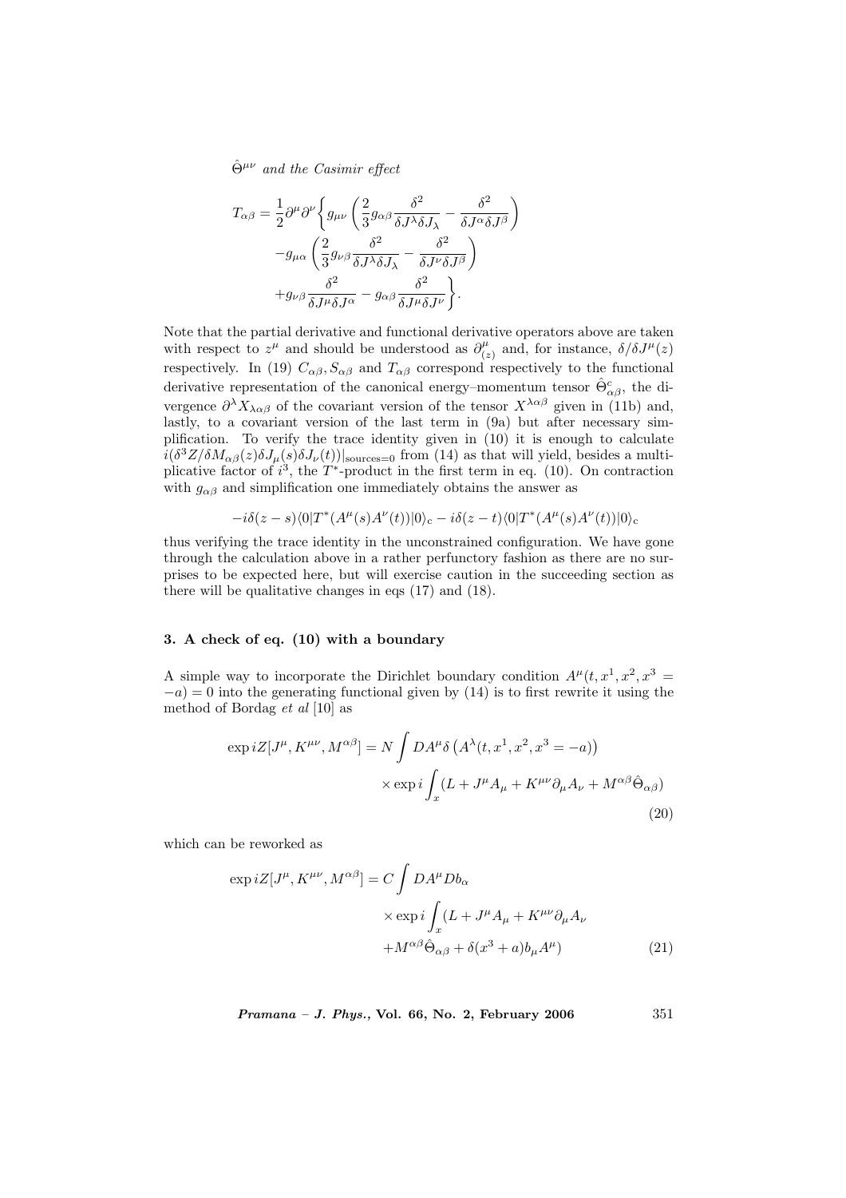$$T_{\alpha\beta} = \frac{1}{2}\partial^\mu\partial^\nu\bigg\{ g_{\mu\nu}\left(\frac{2}{3}g_{\alpha\beta}\frac{\delta^2}{\delta J^\lambda \delta J_\lambda} - \frac{\delta^2}{\delta J^\alpha \delta J^\beta}\right)$$
$$-g_{\mu\alpha}\left(\frac{2}{3}g_{\nu\beta}\frac{\delta^2}{\delta J^\lambda \delta J_\lambda} - \frac{\delta^2}{\delta J^\nu \delta J^\beta}\right)$$
$$+g_{\nu\beta}\frac{\delta^2}{\delta J^\mu \delta J^\alpha} - g_{\alpha\beta}\frac{\delta^2}{\delta J^\mu \delta J^\nu}\bigg\}.$$

Note that the partial derivative and functional derivative operators above are taken with respect to $z^\mu$ and should be understood as $\partial^\mu_{(z)}$ and, for instance, $\delta/\delta J^\mu(z)$ respectively. In (19) $C_{\alpha\beta}, S_{\alpha\beta}$ and $T_{\alpha\beta}$ correspond respectively to the functional derivative representation of the canonical energy–momentum tensor $\hat{\Theta}^c_{\alpha\beta}$, the divergence $\partial^\lambda X_{\lambda\alpha\beta}$ of the covariant version of the tensor $X^{\lambda\alpha\beta}$ given in (11b) and, lastly, to a covariant version of the last term in (9a) but after necessary simplification. To verify the trace identity given in (10) it is enough to calculate $i(\delta^3 Z/\delta M_{\alpha\beta}(z)\delta J_\mu(s)\delta J_\nu(t))|_{\text{sources}=0}$ from (14) as that will yield, besides a multiplicative factor of $i^3$, the $T^*$-product in the first term in eq. (10). On contraction with $g_{\alpha\beta}$ and simplification one immediately obtains the answer as

$$-i\delta(z-s)\langle 0|T^*(A^\mu(s)A^\nu(t))|0\rangle_{\text{c}} - i\delta(z-t)\langle 0|T^*(A^\mu(s)A^\nu(t))|0\rangle_{\text{c}}$$

thus verifying the trace identity in the unconstrained configuration. We have gone through the calculation above in a rather perfunctory fashion as there are no surprises to be expected here, but will exercise caution in the succeeding section as there will be qualitative changes in eqs (17) and (18).

## 3. A check of eq. (10) with a boundary

A simple way to incorporate the Dirichlet boundary condition $A^\mu(t, x^1, x^2, x^3 = -a) = 0$ into the generating functional given by (14) is to first rewrite it using the method of Bordag *et al* [10] as

$$\exp iZ[J^\mu, K^{\mu\nu}, M^{\alpha\beta}] = N\int DA^\mu \delta\left(A^\lambda(t, x^1, x^2, x^3 = -a)\right)$$
$$\times \exp i\int_x (L + J^\mu A_\mu + K^{\mu\nu}\partial_\mu A_\nu + M^{\alpha\beta}\hat{\Theta}_{\alpha\beta}) \tag{20}$$

which can be reworked as

$$\exp iZ[J^\mu, K^{\mu\nu}, M^{\alpha\beta}] = C\int DA^\mu Db_\alpha$$
$$\times \exp i\int_x (L + J^\mu A_\mu + K^{\mu\nu}\partial_\mu A_\nu$$
$$+ M^{\alpha\beta}\hat{\Theta}_{\alpha\beta} + \delta(x^3 + a)b_\mu A^\mu) \tag{21}$$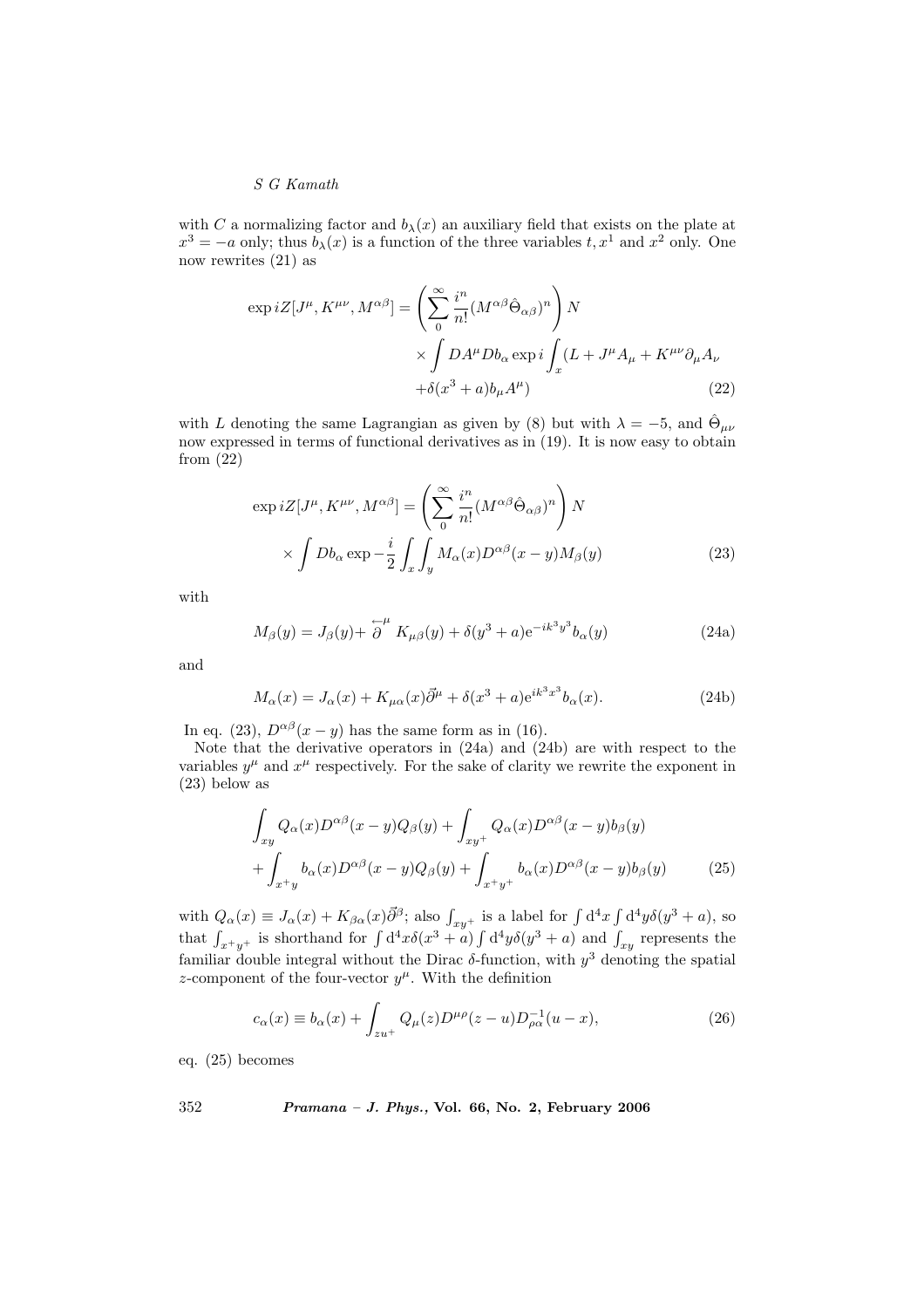with $C$ a normalizing factor and $b_\lambda(x)$ an auxiliary field that exists on the plate at $x^3 = -a$ only; thus $b_\lambda(x)$ is a function of the three variables $t, x^1$ and $x^2$ only. One now rewrites (21) as

$$\exp iZ[J^\mu, K^{\mu\nu}, M^{\alpha\beta}] = \left(\sum_0^\infty \frac{i^n}{n!}(M^{\alpha\beta}\hat{\Theta}_{\alpha\beta})^n\right) N \times \int DA^\mu Db_\alpha \exp i\int_x (L + J^\mu A_\mu + K^{\mu\nu}\partial_\mu A_\nu + \delta(x^3 + a)b_\mu A^\mu) \tag{22}$$

with $L$ denoting the same Lagrangian as given by (8) but with $\lambda = -5$, and $\hat{\Theta}_{\mu\nu}$ now expressed in terms of functional derivatives as in (19). It is now easy to obtain from (22)

$$\exp iZ[J^\mu, K^{\mu\nu}, M^{\alpha\beta}] = \left(\sum_0^\infty \frac{i^n}{n!}(M^{\alpha\beta}\hat{\Theta}_{\alpha\beta})^n\right) N \times \int Db_\alpha \exp -\frac{i}{2}\int_x\int_y M_\alpha(x)D^{\alpha\beta}(x-y)M_\beta(y) \tag{23}$$

with

$$M_\beta(y) = J_\beta(y) + \overset{\leftarrow}{\partial}^{\mu} K_{\mu\beta}(y) + \delta(y^3 + a)\mathrm{e}^{-ik^3y^3}b_\alpha(y) \tag{24a}$$

and

$$M_\alpha(x) = J_\alpha(x) + K_{\mu\alpha}(x)\vec{\partial}^\mu + \delta(x^3 + a)\mathrm{e}^{ik^3x^3}b_\alpha(x). \tag{24b}$$

In eq. (23), $D^{\alpha\beta}(x-y)$ has the same form as in (16).

Note that the derivative operators in (24a) and (24b) are with respect to the variables $y^\mu$ and $x^\mu$ respectively. For the sake of clarity we rewrite the exponent in (23) below as

$$\int_{xy} Q_\alpha(x)D^{\alpha\beta}(x-y)Q_\beta(y) + \int_{xy^+} Q_\alpha(x)D^{\alpha\beta}(x-y)b_\beta(y) + \int_{x^+y} b_\alpha(x)D^{\alpha\beta}(x-y)Q_\beta(y) + \int_{x^+y^+} b_\alpha(x)D^{\alpha\beta}(x-y)b_\beta(y) \tag{25}$$

with $Q_\alpha(x) \equiv J_\alpha(x) + K_{\beta\alpha}(x)\vec{\partial}^\beta$; also $\int_{xy^+}$ is a label for $\int \mathrm{d}^4x \int \mathrm{d}^4y\delta(y^3 + a)$, so that $\int_{x^+y^+}$ is shorthand for $\int \mathrm{d}^4x\delta(x^3 + a)\int \mathrm{d}^4y\delta(y^3 + a)$ and $\int_{xy}$ represents the familiar double integral without the Dirac $\delta$-function, with $y^3$ denoting the spatial $z$-component of the four-vector $y^\mu$. With the definition

$$c_\alpha(x) \equiv b_\alpha(x) + \int_{zu^+} Q_\mu(z)D^{\mu\rho}(z-u)D^{-1}_{\rho\alpha}(u-x), \tag{26}$$

eq. (25) becomes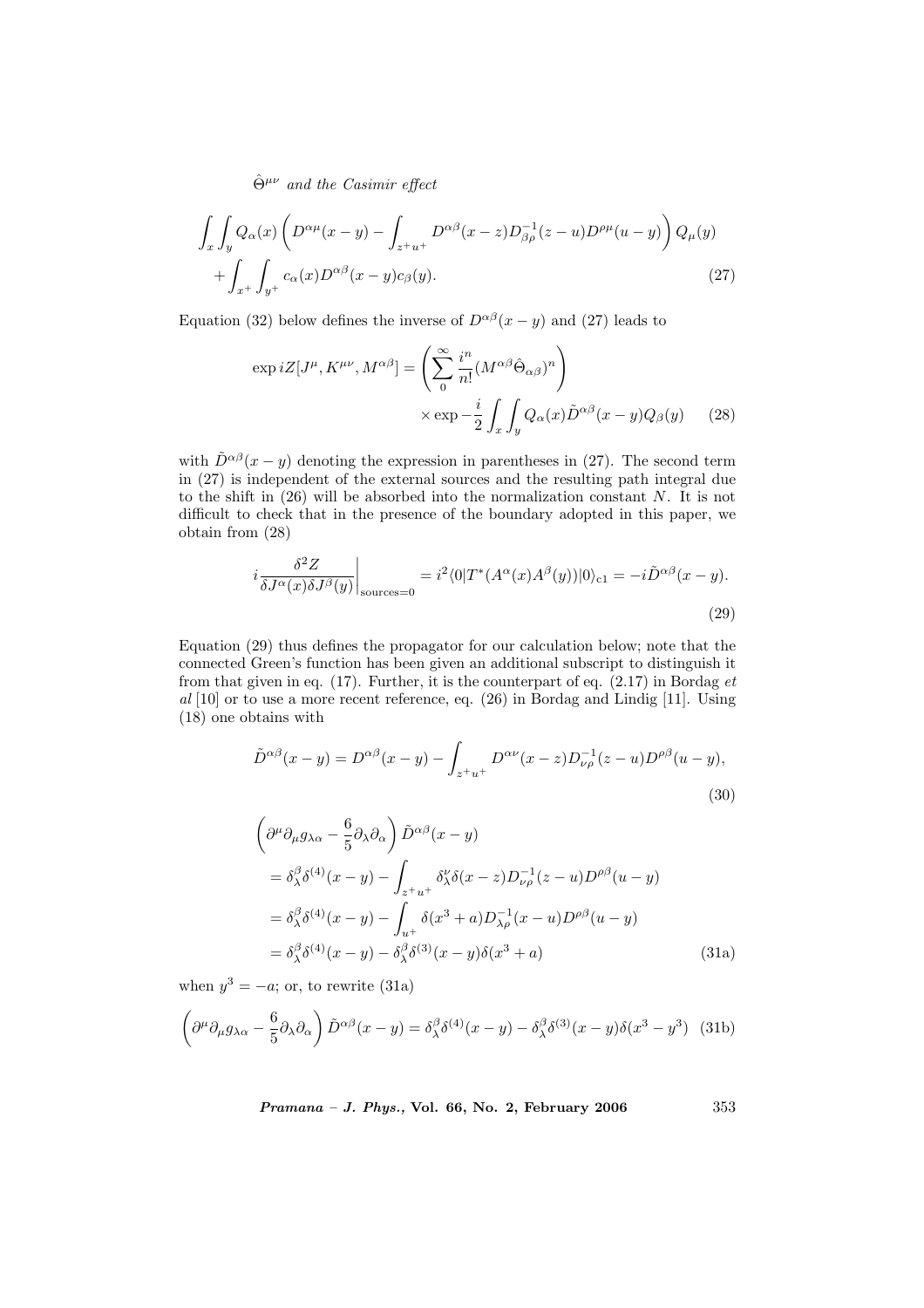$$\int_x \int_y Q_\alpha(x) \left( D^{\alpha\mu}(x-y) - \int_{z^+u^+} D^{\alpha\beta}(x-z) D^{-1}_{\beta\rho}(z-u) D^{\rho\mu}(u-y) \right) Q_\mu(y)$$
$$+ \int_{x^+} \int_{y^+} c_\alpha(x) D^{\alpha\beta}(x-y) c_\beta(y). \tag{27}$$

Equation (32) below defines the inverse of $D^{\alpha\beta}(x-y)$ and (27) leads to

$$\exp iZ[J^\mu, K^{\mu\nu}, M^{\alpha\beta}] = \left( \sum_0^\infty \frac{i^n}{n!} (M^{\alpha\beta} \hat{\Theta}_{\alpha\beta})^n \right)$$
$$\times \exp -\frac{i}{2} \int_x \int_y Q_\alpha(x) \tilde{D}^{\alpha\beta}(x-y) Q_\beta(y) \tag{28}$$

with $\tilde{D}^{\alpha\beta}(x-y)$ denoting the expression in parentheses in (27). The second term in (27) is independent of the external sources and the resulting path integral due to the shift in (26) will be absorbed into the normalization constant $N$. It is not difficult to check that in the presence of the boundary adopted in this paper, we obtain from (28)

$$i \frac{\delta^2 Z}{\delta J^\alpha(x) \delta J^\beta(y)} \bigg|_{\text{sources}=0} = i^2 \langle 0 | T^*(A^\alpha(x) A^\beta(y)) | 0 \rangle_{\text{c1}} = -i \tilde{D}^{\alpha\beta}(x-y). \tag{29}$$

Equation (29) thus defines the propagator for our calculation below; note that the connected Green's function has been given an additional subscript to distinguish it from that given in eq. (17). Further, it is the counterpart of eq. (2.17) in Bordag *et al* [10] or to use a more recent reference, eq. (26) in Bordag and Lindig [11]. Using (18) one obtains with

$$\tilde{D}^{\alpha\beta}(x-y) = D^{\alpha\beta}(x-y) - \int_{z^+u^+} D^{\alpha\nu}(x-z) D^{-1}_{\nu\rho}(z-u) D^{\rho\beta}(u-y), \tag{30}$$

$$\left( \partial^\mu \partial_\mu g_{\lambda\alpha} - \frac{6}{5} \partial_\lambda \partial_\alpha \right) \tilde{D}^{\alpha\beta}(x-y)$$
$$= \delta^\beta_\lambda \delta^{(4)}(x-y) - \int_{z^+u^+} \delta^\nu_\lambda \delta(x-z) D^{-1}_{\nu\rho}(z-u) D^{\rho\beta}(u-y)$$
$$= \delta^\beta_\lambda \delta^{(4)}(x-y) - \int_{u^+} \delta(x^3+a) D^{-1}_{\lambda\rho}(x-u) D^{\rho\beta}(u-y)$$
$$= \delta^\beta_\lambda \delta^{(4)}(x-y) - \delta^\beta_\lambda \delta^{(3)}(x-y) \delta(x^3+a) \tag{31a}$$

when $y^3 = -a$; or, to rewrite (31a)

$$\left( \partial^\mu \partial_\mu g_{\lambda\alpha} - \frac{6}{5} \partial_\lambda \partial_\alpha \right) \tilde{D}^{\alpha\beta}(x-y) = \delta^\beta_\lambda \delta^{(4)}(x-y) - \delta^\beta_\lambda \delta^{(3)}(x-y) \delta(x^3-y^3) \tag{31b}$$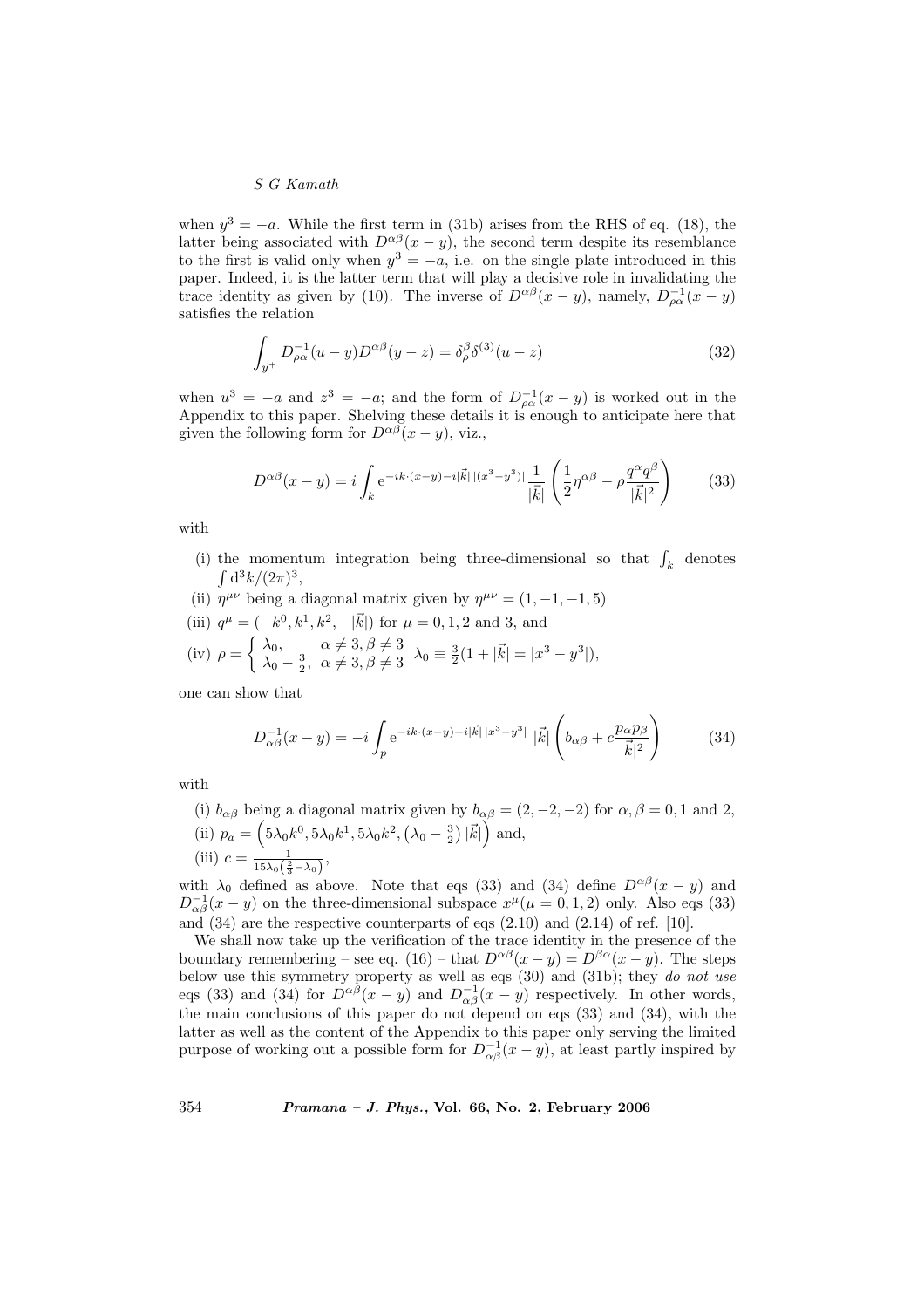when $y^3 = -a$. While the first term in (31b) arises from the RHS of eq. (18), the latter being associated with $D^{\alpha\beta}(x-y)$, the second term despite its resemblance to the first is valid only when $y^3 = -a$, i.e. on the single plate introduced in this paper. Indeed, it is the latter term that will play a decisive role in invalidating the trace identity as given by (10). The inverse of $D^{\alpha\beta}(x-y)$, namely, $D^{-1}_{\rho\alpha}(x-y)$ satisfies the relation

$$\int_{y^+} D^{-1}_{\rho\alpha}(u-y) D^{\alpha\beta}(y-z) = \delta^\beta_\rho \delta^{(3)}(u-z) \tag{32}$$

when $u^3 = -a$ and $z^3 = -a$; and the form of $D^{-1}_{\rho\alpha}(x-y)$ is worked out in the Appendix to this paper. Shelving these details it is enough to anticipate here that given the following form for $D^{\alpha\beta}(x-y)$, viz.,

$$D^{\alpha\beta}(x-y) = i\int_k \mathrm{e}^{-ik\cdot(x-y)-i|\vec{k}|\,|(x^3-y^3)|} \frac{1}{|\vec{k}|}\left(\frac{1}{2}\eta^{\alpha\beta} - \rho\frac{q^\alpha q^\beta}{|\vec{k}|^2}\right) \tag{33}$$

with

(i) the momentum integration being three-dimensional so that $\int_k$ denotes $\int \mathrm{d}^3k/(2\pi)^3$,
(ii) $\eta^{\mu\nu}$ being a diagonal matrix given by $\eta^{\mu\nu} = (1,-1,-1,5)$
(iii) $q^\mu = (-k^0, k^1, k^2, -|\vec{k}|)$ for $\mu = 0,1,2$ and 3, and
(iv) $\rho = \begin{cases} \lambda_0, & \alpha \neq 3, \beta \neq 3 \\ \lambda_0 - \frac{3}{2}, & \alpha \neq 3, \beta \neq 3 \end{cases}$ $\lambda_0 \equiv \frac{3}{2}(1 + |\vec{k}| = |x^3 - y^3|)$,

one can show that

$$D^{-1}_{\alpha\beta}(x-y) = -i\int_p \mathrm{e}^{-ik\cdot(x-y)+i|\vec{k}|\,|x^3-y^3|}\ |\vec{k}|\left(b_{\alpha\beta} + c\frac{p_\alpha p_\beta}{|\vec{k}|^2}\right) \tag{34}$$

with

(i) $b_{\alpha\beta}$ being a diagonal matrix given by $b_{\alpha\beta} = (2,-2,-2)$ for $\alpha,\beta = 0,1$ and 2,
(ii) $p_a = \left(5\lambda_0 k^0, 5\lambda_0 k^1, 5\lambda_0 k^2, \left(\lambda_0 - \frac{3}{2}\right)|\vec{k}|\right)$ and,
(iii) $c = \frac{1}{15\lambda_0\left(\frac{2}{3}-\lambda_0\right)}$,

with $\lambda_0$ defined as above. Note that eqs (33) and (34) define $D^{\alpha\beta}(x-y)$ and $D^{-1}_{\alpha\beta}(x-y)$ on the three-dimensional subspace $x^\mu(\mu = 0,1,2)$ only. Also eqs (33) and (34) are the respective counterparts of eqs (2.10) and (2.14) of ref. [10].

We shall now take up the verification of the trace identity in the presence of the boundary remembering – see eq. (16) – that $D^{\alpha\beta}(x-y) = D^{\beta\alpha}(x-y)$. The steps below use this symmetry property as well as eqs (30) and (31b); they *do not use* eqs (33) and (34) for $D^{\alpha\beta}(x-y)$ and $D^{-1}_{\alpha\beta}(x-y)$ respectively. In other words, the main conclusions of this paper do not depend on eqs (33) and (34), with the latter as well as the content of the Appendix to this paper only serving the limited purpose of working out a possible form for $D^{-1}_{\alpha\beta}(x-y)$, at least partly inspired by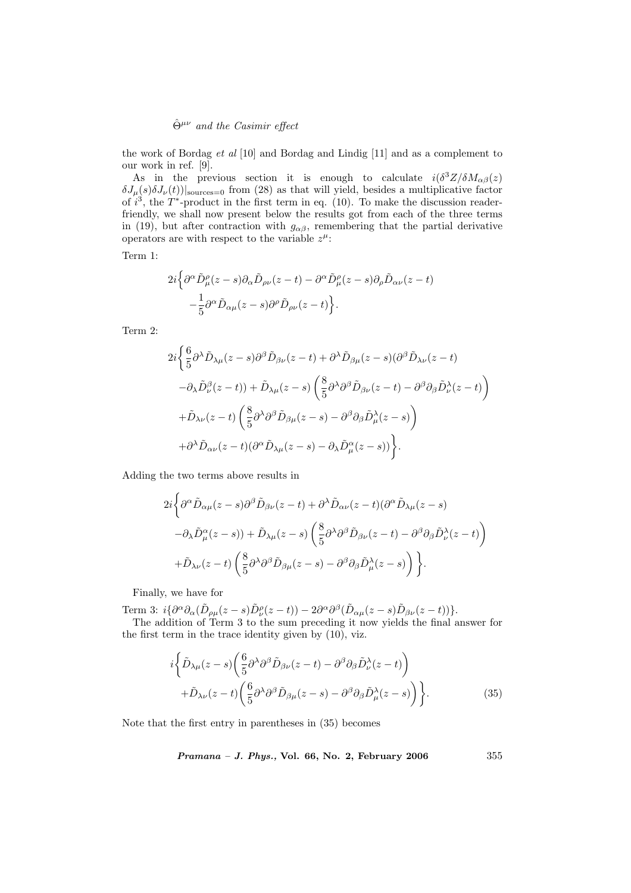the work of Bordag *et al* [10] and Bordag and Lindig [11] and as a complement to our work in ref. [9].

As in the previous section it is enough to calculate $i(\delta^3 Z/\delta M_{\alpha\beta}(z)\,\delta J_\mu(s)\delta J_\nu(t))|_{\text{sources}=0}$ from (28) as that will yield, besides a multiplicative factor of $i^3$, the $T^*$-product in the first term in eq. (10). To make the discussion reader-friendly, we shall now present below the results got from each of the three terms in (19), but after contraction with $g_{\alpha\beta}$, remembering that the partial derivative operators are with respect to the variable $z^\mu$:

Term 1:

$$2i\bigg\{\partial^\alpha \tilde{D}^\rho_\mu(z-s)\partial_\alpha \tilde{D}_{\rho\nu}(z-t) - \partial^\alpha \tilde{D}^\rho_\mu(z-s)\partial_\rho \tilde{D}_{\alpha\nu}(z-t) \\ -\frac{1}{5}\partial^\alpha \tilde{D}_{\alpha\mu}(z-s)\partial^\rho \tilde{D}_{\rho\nu}(z-t)\bigg\}.$$

Term 2:

$$2i\bigg\{\frac{6}{5}\partial^\lambda \tilde{D}_{\lambda\mu}(z-s)\partial^\beta \tilde{D}_{\beta\nu}(z-t) + \partial^\lambda \tilde{D}_{\beta\mu}(z-s)(\partial^\beta \tilde{D}_{\lambda\nu}(z-t) \\ -\partial_\lambda \tilde{D}^\beta_\nu(z-t)) + \tilde{D}_{\lambda\mu}(z-s)\left(\frac{8}{5}\partial^\lambda\partial^\beta \tilde{D}_{\beta\nu}(z-t) - \partial^\beta\partial_\beta \tilde{D}^\lambda_\nu(z-t)\right) \\ +\tilde{D}_{\lambda\nu}(z-t)\left(\frac{8}{5}\partial^\lambda\partial^\beta \tilde{D}_{\beta\mu}(z-s) - \partial^\beta\partial_\beta \tilde{D}^\lambda_\mu(z-s)\right) \\ +\partial^\lambda \tilde{D}_{\alpha\nu}(z-t)(\partial^\alpha \tilde{D}_{\lambda\mu}(z-s) - \partial_\lambda \tilde{D}^\alpha_\mu(z-s))\bigg\}.$$

Adding the two terms above results in

$$2i\bigg\{\partial^\alpha \tilde{D}_{\alpha\mu}(z-s)\partial^\beta \tilde{D}_{\beta\nu}(z-t) + \partial^\lambda \tilde{D}_{\alpha\nu}(z-t)(\partial^\alpha \tilde{D}_{\lambda\mu}(z-s) \\ -\partial_\lambda \tilde{D}^\alpha_\mu(z-s)) + \tilde{D}_{\lambda\mu}(z-s)\left(\frac{8}{5}\partial^\lambda\partial^\beta \tilde{D}_{\beta\nu}(z-t) - \partial^\beta\partial_\beta \tilde{D}^\lambda_\nu(z-t)\right) \\ +\tilde{D}_{\lambda\nu}(z-t)\left(\frac{8}{5}\partial^\lambda\partial^\beta \tilde{D}_{\beta\mu}(z-s) - \partial^\beta\partial_\beta \tilde{D}^\lambda_\mu(z-s)\right)\bigg\}.$$

Finally, we have for

Term 3: $i\{\partial^\alpha\partial_\alpha(\tilde{D}_{\rho\mu}(z-s)\tilde{D}^\rho_\nu(z-t)) - 2\partial^\alpha\partial^\beta(\tilde{D}_{\alpha\mu}(z-s)\tilde{D}_{\beta\nu}(z-t))\}$.

The addition of Term 3 to the sum preceding it now yields the final answer for the first term in the trace identity given by (10), viz.

$$i\bigg\{\tilde{D}_{\lambda\mu}(z-s)\bigg(\frac{6}{5}\partial^\lambda\partial^\beta \tilde{D}_{\beta\nu}(z-t) - \partial^\beta\partial_\beta \tilde{D}^\lambda_\nu(z-t)\bigg) \\ +\tilde{D}_{\lambda\nu}(z-t)\bigg(\frac{6}{5}\partial^\lambda\partial^\beta \tilde{D}_{\beta\mu}(z-s) - \partial^\beta\partial_\beta \tilde{D}^\lambda_\mu(z-s)\bigg)\bigg\}. \tag{35}$$

Note that the first entry in parentheses in (35) becomes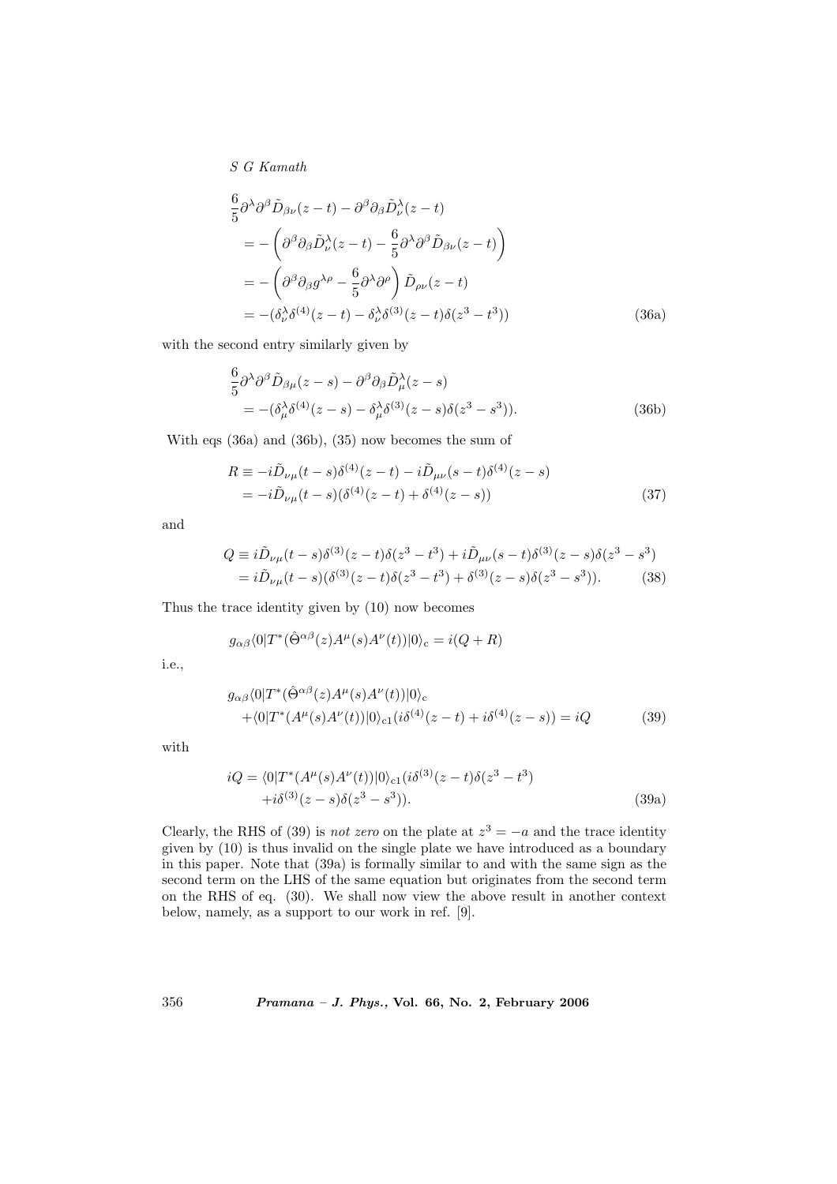$$
\begin{aligned}
&\frac{6}{5}\partial^\lambda\partial^\beta\tilde{D}_{\beta\nu}(z-t) - \partial^\beta\partial_\beta\tilde{D}^\lambda_\nu(z-t) \\
&= -\left(\partial^\beta\partial_\beta\tilde{D}^\lambda_\nu(z-t) - \frac{6}{5}\partial^\lambda\partial^\beta\tilde{D}_{\beta\nu}(z-t)\right) \\
&= -\left(\partial^\beta\partial_\beta g^{\lambda\rho} - \frac{6}{5}\partial^\lambda\partial^\rho\right)\tilde{D}_{\rho\nu}(z-t) \\
&= -(\delta^\lambda_\nu\delta^{(4)}(z-t) - \delta^\lambda_\nu\delta^{(3)}(z-t)\delta(z^3-t^3))
\end{aligned}
\tag{36a}
$$

with the second entry similarly given by

$$
\begin{aligned}
&\frac{6}{5}\partial^\lambda\partial^\beta\tilde{D}_{\beta\mu}(z-s) - \partial^\beta\partial_\beta\tilde{D}^\lambda_\mu(z-s) \\
&= -(\delta^\lambda_\mu\delta^{(4)}(z-s) - \delta^\lambda_\mu\delta^{(3)}(z-s)\delta(z^3-s^3)).
\end{aligned}
\tag{36b}
$$

With eqs (36a) and (36b), (35) now becomes the sum of

$$
\begin{aligned}
R &\equiv -i\tilde{D}_{\nu\mu}(t-s)\delta^{(4)}(z-t) - i\tilde{D}_{\mu\nu}(s-t)\delta^{(4)}(z-s) \\
&= -i\tilde{D}_{\nu\mu}(t-s)(\delta^{(4)}(z-t) + \delta^{(4)}(z-s))
\end{aligned}
\tag{37}
$$

and

$$
\begin{aligned}
Q &\equiv i\tilde{D}_{\nu\mu}(t-s)\delta^{(3)}(z-t)\delta(z^3-t^3) + i\tilde{D}_{\mu\nu}(s-t)\delta^{(3)}(z-s)\delta(z^3-s^3) \\
&= i\tilde{D}_{\nu\mu}(t-s)(\delta^{(3)}(z-t)\delta(z^3-t^3) + \delta^{(3)}(z-s)\delta(z^3-s^3)).
\end{aligned}
\tag{38}
$$

Thus the trace identity given by (10) now becomes

$$
g_{\alpha\beta}\langle 0|T^*(\hat{\Theta}^{\alpha\beta}(z)A^\mu(s)A^\nu(t))|0\rangle_{\rm c} = i(Q+R)
$$

i.e.,

$$
\begin{aligned}
&g_{\alpha\beta}\langle 0|T^*(\hat{\Theta}^{\alpha\beta}(z)A^\mu(s)A^\nu(t))|0\rangle_{\rm c} \\
&+\langle 0|T^*(A^\mu(s)A^\nu(t))|0\rangle_{\rm c1}(i\delta^{(4)}(z-t) + i\delta^{(4)}(z-s)) = iQ
\end{aligned}
\tag{39}
$$

with

$$
\begin{aligned}
iQ = &\langle 0|T^*(A^\mu(s)A^\nu(t))|0\rangle_{\rm c1}(i\delta^{(3)}(z-t)\delta(z^3-t^3) \\
&+ i\delta^{(3)}(z-s)\delta(z^3-s^3)).
\end{aligned}
\tag{39a}
$$

Clearly, the RHS of (39) is *not zero* on the plate at $z^3 = -a$ and the trace identity given by (10) is thus invalid on the single plate we have introduced as a boundary in this paper. Note that (39a) is formally similar to and with the same sign as the second term on the LHS of the same equation but originates from the second term on the RHS of eq. (30). We shall now view the above result in another context below, namely, as a support to our work in ref. [9].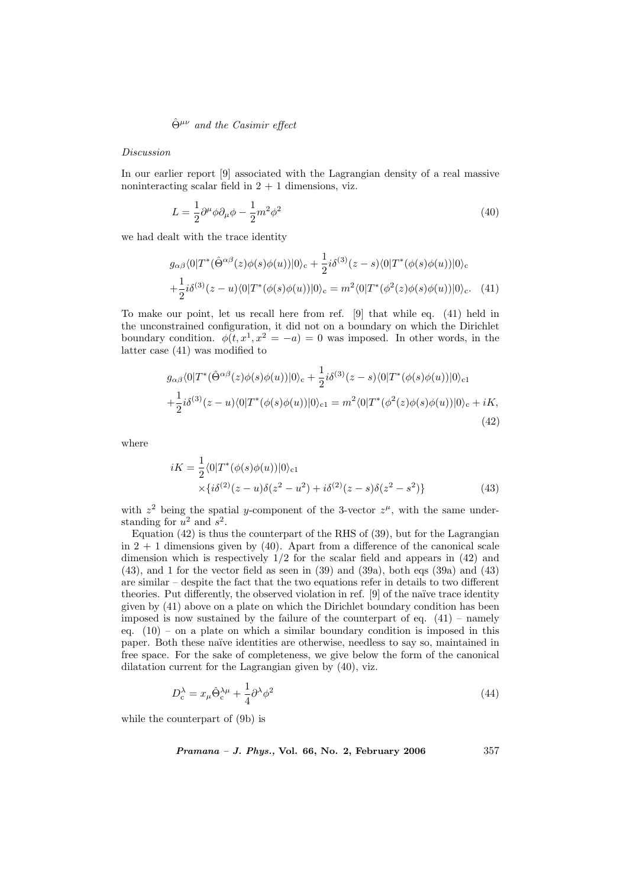*Discussion*

In our earlier report [9] associated with the Lagrangian density of a real massive noninteracting scalar field in 2 + 1 dimensions, viz.

$$L = \frac{1}{2}\partial^\mu\phi\partial_\mu\phi - \frac{1}{2}m^2\phi^2 \tag{40}$$

we had dealt with the trace identity

$$\begin{aligned} &g_{\alpha\beta}\langle 0|T^*(\hat{\Theta}^{\alpha\beta}(z)\phi(s)\phi(u))|0\rangle_{\rm c} + \frac{1}{2}i\delta^{(3)}(z-s)\langle 0|T^*(\phi(s)\phi(u))|0\rangle_{\rm c} \\ &+\frac{1}{2}i\delta^{(3)}(z-u)\langle 0|T^*(\phi(s)\phi(u))|0\rangle_{\rm c} = m^2\langle 0|T^*(\phi^2(z)\phi(s)\phi(u))|0\rangle_{\rm c}. \end{aligned} \tag{41}$$

To make our point, let us recall here from ref. [9] that while eq. (41) held in the unconstrained configuration, it did not on a boundary on which the Dirichlet boundary condition. $\phi(t, x^1, x^2 = -a) = 0$ was imposed. In other words, in the latter case (41) was modified to

$$\begin{aligned} &g_{\alpha\beta}\langle 0|T^*(\hat{\Theta}^{\alpha\beta}(z)\phi(s)\phi(u))|0\rangle_{\rm c} + \frac{1}{2}i\delta^{(3)}(z-s)\langle 0|T^*(\phi(s)\phi(u))|0\rangle_{\rm c1} \\ &+\frac{1}{2}i\delta^{(3)}(z-u)\langle 0|T^*(\phi(s)\phi(u))|0\rangle_{\rm c1} = m^2\langle 0|T^*(\phi^2(z)\phi(s)\phi(u))|0\rangle_{\rm c} + iK, \end{aligned} \tag{42}$$

where

$$\begin{aligned} iK = &\frac{1}{2}\langle 0|T^*(\phi(s)\phi(u))|0\rangle_{\rm c1} \\ &\times\{i\delta^{(2)}(z-u)\delta(z^2-u^2) + i\delta^{(2)}(z-s)\delta(z^2-s^2)\} \end{aligned} \tag{43}$$

with $z^2$ being the spatial $y$-component of the 3-vector $z^\mu$, with the same understanding for $u^2$ and $s^2$.

Equation (42) is thus the counterpart of the RHS of (39), but for the Lagrangian in 2 + 1 dimensions given by (40). Apart from a difference of the canonical scale dimension which is respectively 1/2 for the scalar field and appears in (42) and (43), and 1 for the vector field as seen in (39) and (39a), both eqs (39a) and (43) are similar – despite the fact that the two equations refer in details to two different theories. Put differently, the observed violation in ref. [9] of the naïve trace identity given by (41) above on a plate on which the Dirichlet boundary condition has been imposed is now sustained by the failure of the counterpart of eq. (41) – namely eq. (10) – on a plate on which a similar boundary condition is imposed in this paper. Both these naïve identities are otherwise, needless to say so, maintained in free space. For the sake of completeness, we give below the form of the canonical dilatation current for the Lagrangian given by (40), viz.

$$D^\lambda_{\rm c} = x_\mu\hat{\Theta}^{\lambda\mu}_{\rm c} + \frac{1}{4}\partial^\lambda\phi^2 \tag{44}$$

while the counterpart of (9b) is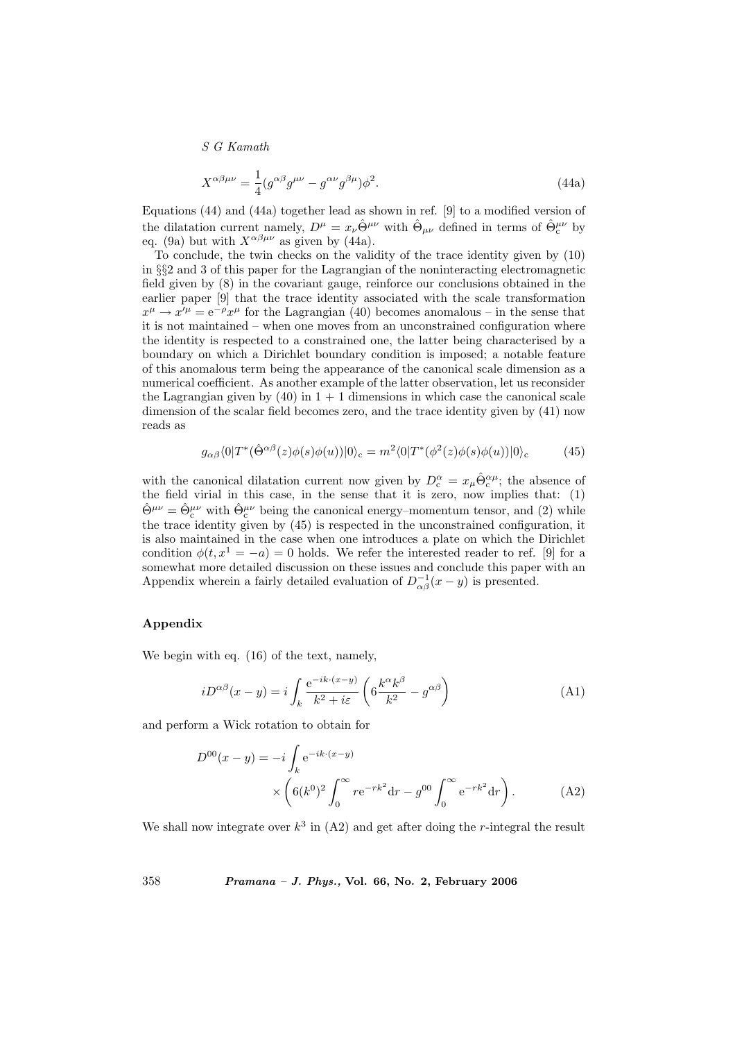$$X^{\alpha\beta\mu\nu} = \frac{1}{4}(g^{\alpha\beta}g^{\mu\nu} - g^{\alpha\nu}g^{\beta\mu})\phi^2. \tag{44a}$$

Equations (44) and (44a) together lead as shown in ref. [9] to a modified version of the dilatation current namely, $D^\mu = x_\nu \hat{\Theta}^{\mu\nu}$ with $\hat{\Theta}_{\mu\nu}$ defined in terms of $\hat{\Theta}_c^{\mu\nu}$ by eq. (9a) but with $X^{\alpha\beta\mu\nu}$ as given by (44a).

To conclude, the twin checks on the validity of the trace identity given by (10) in §§2 and 3 of this paper for the Lagrangian of the noninteracting electromagnetic field given by (8) in the covariant gauge, reinforce our conclusions obtained in the earlier paper [9] that the trace identity associated with the scale transformation $x^\mu \to x'^\mu = \mathrm{e}^{-\rho}x^\mu$ for the Lagrangian (40) becomes anomalous – in the sense that it is not maintained – when one moves from an unconstrained configuration where the identity is respected to a constrained one, the latter being characterised by a boundary on which a Dirichlet boundary condition is imposed; a notable feature of this anomalous term being the appearance of the canonical scale dimension as a numerical coefficient. As another example of the latter observation, let us reconsider the Lagrangian given by (40) in 1 + 1 dimensions in which case the canonical scale dimension of the scalar field becomes zero, and the trace identity given by (41) now reads as

$$g_{\alpha\beta}\langle 0|T^*(\hat{\Theta}^{\alpha\beta}(z)\phi(s)\phi(u))|0\rangle_{\mathrm{c}} = m^2\langle 0|T^*(\phi^2(z)\phi(s)\phi(u))|0\rangle_{\mathrm{c}} \tag{45}$$

with the canonical dilatation current now given by $D_c^\alpha = x_\mu \hat{\Theta}_c^{\alpha\mu}$; the absence of the field virial in this case, in the sense that it is zero, now implies that: (1) $\hat{\Theta}^{\mu\nu} = \hat{\Theta}_c^{\mu\nu}$ with $\hat{\Theta}_c^{\mu\nu}$ being the canonical energy–momentum tensor, and (2) while the trace identity given by (45) is respected in the unconstrained configuration, it is also maintained in the case when one introduces a plate on which the Dirichlet condition $\phi(t, x^1 = -a) = 0$ holds. We refer the interested reader to ref. [9] for a somewhat more detailed discussion on these issues and conclude this paper with an Appendix wherein a fairly detailed evaluation of $D^{-1}_{\alpha\beta}(x-y)$ is presented.

## Appendix

We begin with eq. (16) of the text, namely,

$$iD^{\alpha\beta}(x-y) = i\int_k \frac{\mathrm{e}^{-ik\cdot(x-y)}}{k^2 + i\varepsilon}\left(6\frac{k^\alpha k^\beta}{k^2} - g^{\alpha\beta}\right) \tag{A1}$$

and perform a Wick rotation to obtain for

$$D^{00}(x-y) = -i\int_k \mathrm{e}^{-ik\cdot(x-y)} \times \left(6(k^0)^2\int_0^\infty r\mathrm{e}^{-rk^2}\mathrm{d}r - g^{00}\int_0^\infty \mathrm{e}^{-rk^2}\mathrm{d}r\right). \tag{A2}$$

We shall now integrate over $k^3$ in (A2) and get after doing the $r$-integral the result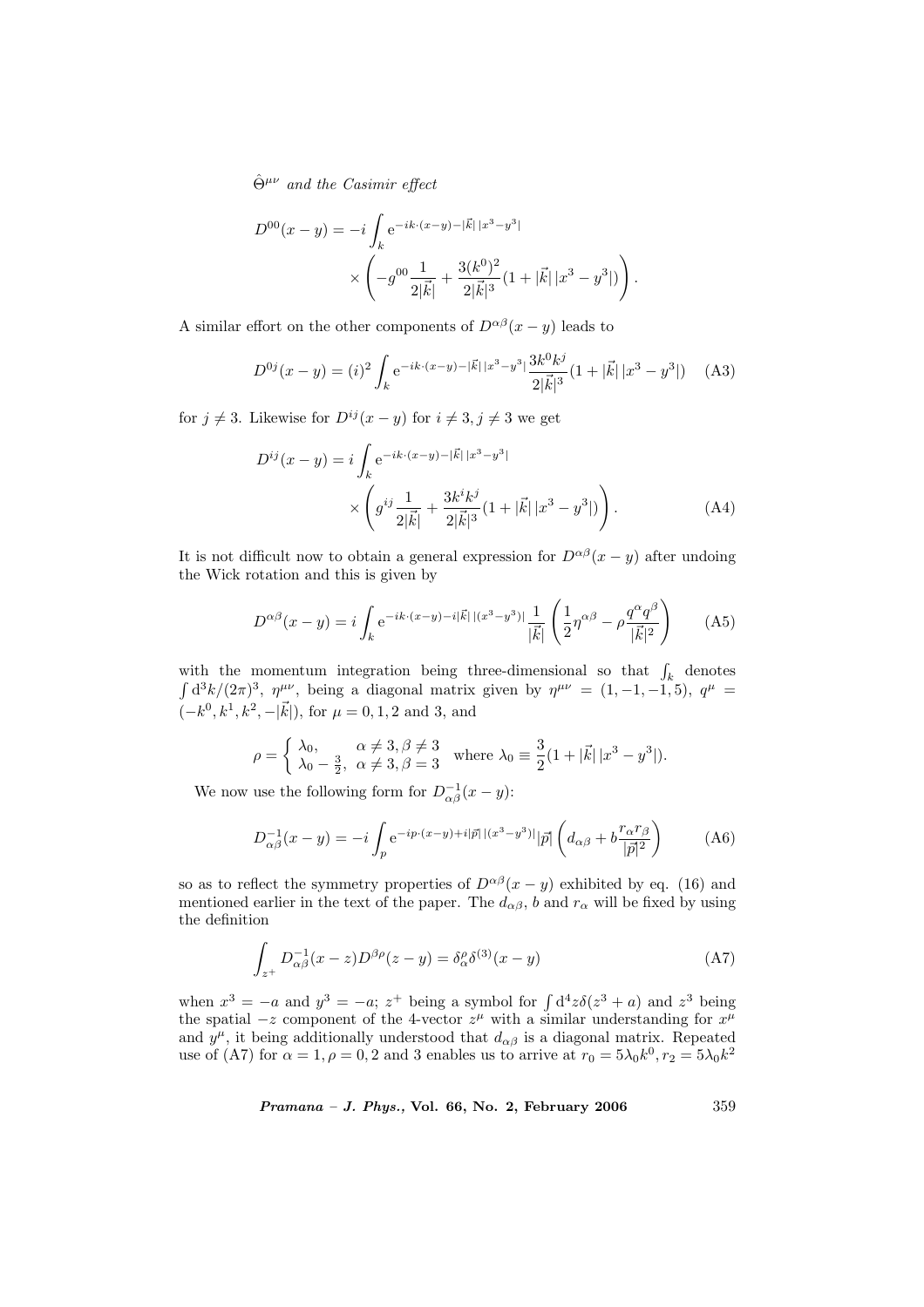$$D^{00}(x-y) = -i\int_k \mathrm{e}^{-ik\cdot(x-y)-|\vec{k}|\,|x^3-y^3|} \times\left(-g^{00}\frac{1}{2|\vec{k}|}+\frac{3(k^0)^2}{2|\vec{k}|^3}(1+|\vec{k}|\,|x^3-y^3|)\right).$$

A similar effort on the other components of $D^{\alpha\beta}(x-y)$ leads to

$$D^{0j}(x-y) = (i)^2\int_k \mathrm{e}^{-ik\cdot(x-y)-|\vec{k}|\,|x^3-y^3|}\frac{3k^0k^j}{2|\vec{k}|^3}(1+|\vec{k}|\,|x^3-y^3|) \quad \text{(A3)}$$

for $j\neq 3$. Likewise for $D^{ij}(x-y)$ for $i\neq 3, j\neq 3$ we get

$$D^{ij}(x-y) = i\int_k \mathrm{e}^{-ik\cdot(x-y)-|\vec{k}|\,|x^3-y^3|} \times\left(g^{ij}\frac{1}{2|\vec{k}|}+\frac{3k^ik^j}{2|\vec{k}|^3}(1+|\vec{k}|\,|x^3-y^3|)\right). \quad \text{(A4)}$$

It is not difficult now to obtain a general expression for $D^{\alpha\beta}(x-y)$ after undoing the Wick rotation and this is given by

$$D^{\alpha\beta}(x-y) = i\int_k \mathrm{e}^{-ik\cdot(x-y)-i|\vec{k}|\,|(x^3-y^3)|}\frac{1}{|\vec{k}|}\left(\frac{1}{2}\eta^{\alpha\beta}-\rho\frac{q^\alpha q^\beta}{|\vec{k}|^2}\right) \quad \text{(A5)}$$

with the momentum integration being three-dimensional so that $\int_k$ denotes $\int \mathrm{d}^3k/(2\pi)^3$, $\eta^{\mu\nu}$, being a diagonal matrix given by $\eta^{\mu\nu} = (1,-1,-1,5)$, $q^\mu = (-k^0, k^1, k^2, -|\vec{k}|)$, for $\mu = 0, 1, 2$ and 3, and

$$\rho = \begin{cases} \lambda_0, & \alpha\neq 3, \beta\neq 3 \\ \lambda_0-\frac{3}{2}, & \alpha\neq 3, \beta = 3\end{cases} \quad \text{where } \lambda_0 \equiv \frac{3}{2}(1+|\vec{k}|\,|x^3-y^3|).$$

We now use the following form for $D^{-1}_{\alpha\beta}(x-y)$:

$$D^{-1}_{\alpha\beta}(x-y) = -i\int_p \mathrm{e}^{-ip\cdot(x-y)+i|\vec{p}|\,|(x^3-y^3)|}|\vec{p}|\left(d_{\alpha\beta}+b\frac{r_\alpha r_\beta}{|\vec{p}|^2}\right) \quad \text{(A6)}$$

so as to reflect the symmetry properties of $D^{\alpha\beta}(x-y)$ exhibited by eq. (16) and mentioned earlier in the text of the paper. The $d_{\alpha\beta}$, $b$ and $r_\alpha$ will be fixed by using the definition

$$\int_{z^+} D^{-1}_{\alpha\beta}(x-z)D^{\beta\rho}(z-y) = \delta^\rho_\alpha\delta^{(3)}(x-y) \quad \text{(A7)}$$

when $x^3 = -a$ and $y^3 = -a$; $z^+$ being a symbol for $\int \mathrm{d}^4z\delta(z^3+a)$ and $z^3$ being the spatial $-z$ component of the 4-vector $z^\mu$ with a similar understanding for $x^\mu$ and $y^\mu$, it being additionally understood that $d_{\alpha\beta}$ is a diagonal matrix. Repeated use of (A7) for $\alpha = 1, \rho = 0, 2$ and 3 enables us to arrive at $r_0 = 5\lambda_0k^0, r_2 = 5\lambda_0k^2$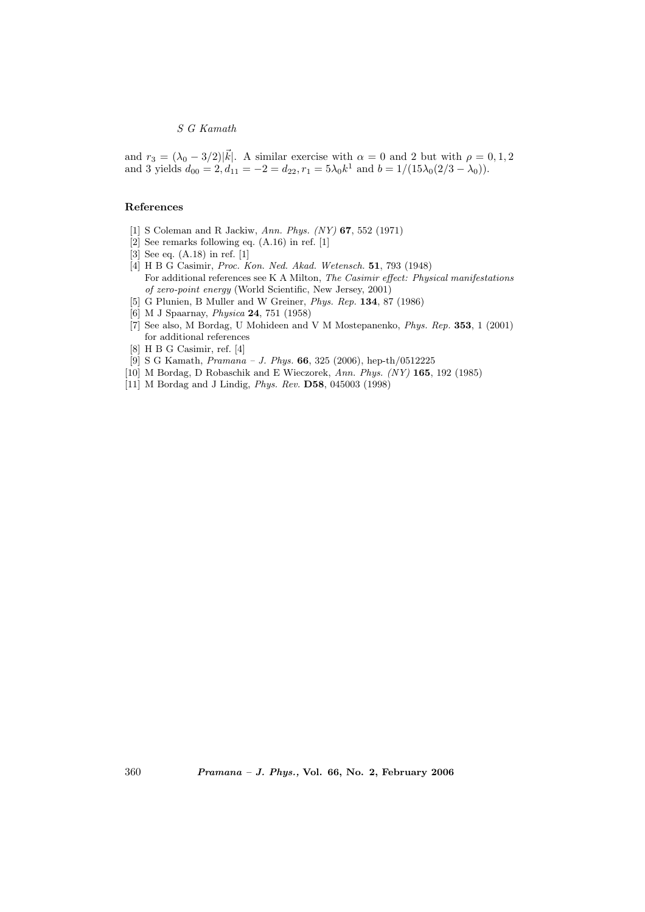and $r_3 = (\lambda_0 - 3/2)|\vec{k}|$. A similar exercise with $\alpha = 0$ and 2 but with $\rho = 0, 1, 2$ and 3 yields $d_{00} = 2, d_{11} = -2 = d_{22}, r_1 = 5\lambda_0 k^1$ and $b = 1/(15\lambda_0(2/3 - \lambda_0))$.

## References

[1] S Coleman and R Jackiw, *Ann. Phys. (NY)* **67**, 552 (1971)

[2] See remarks following eq. (A.16) in ref. [1]

[3] See eq. (A.18) in ref. [1]

[4] H B G Casimir, *Proc. Kon. Ned. Akad. Wetensch.* **51**, 793 (1948)
For additional references see K A Milton, *The Casimir effect: Physical manifestations of zero-point energy* (World Scientific, New Jersey, 2001)

[5] G Plunien, B Muller and W Greiner, *Phys. Rep.* **134**, 87 (1986)

[6] M J Spaarnay, *Physica* **24**, 751 (1958)

[7] See also, M Bordag, U Mohideen and V M Mostepanenko, *Phys. Rep.* **353**, 1 (2001) for additional references

[8] H B G Casimir, ref. [4]

[9] S G Kamath, *Pramana – J. Phys.* **66**, 325 (2006), hep-th/0512225

[10] M Bordag, D Robaschik and E Wieczorek, *Ann. Phys. (NY)* **165**, 192 (1985)

[11] M Bordag and J Lindig, *Phys. Rev.* **D58**, 045003 (1998)